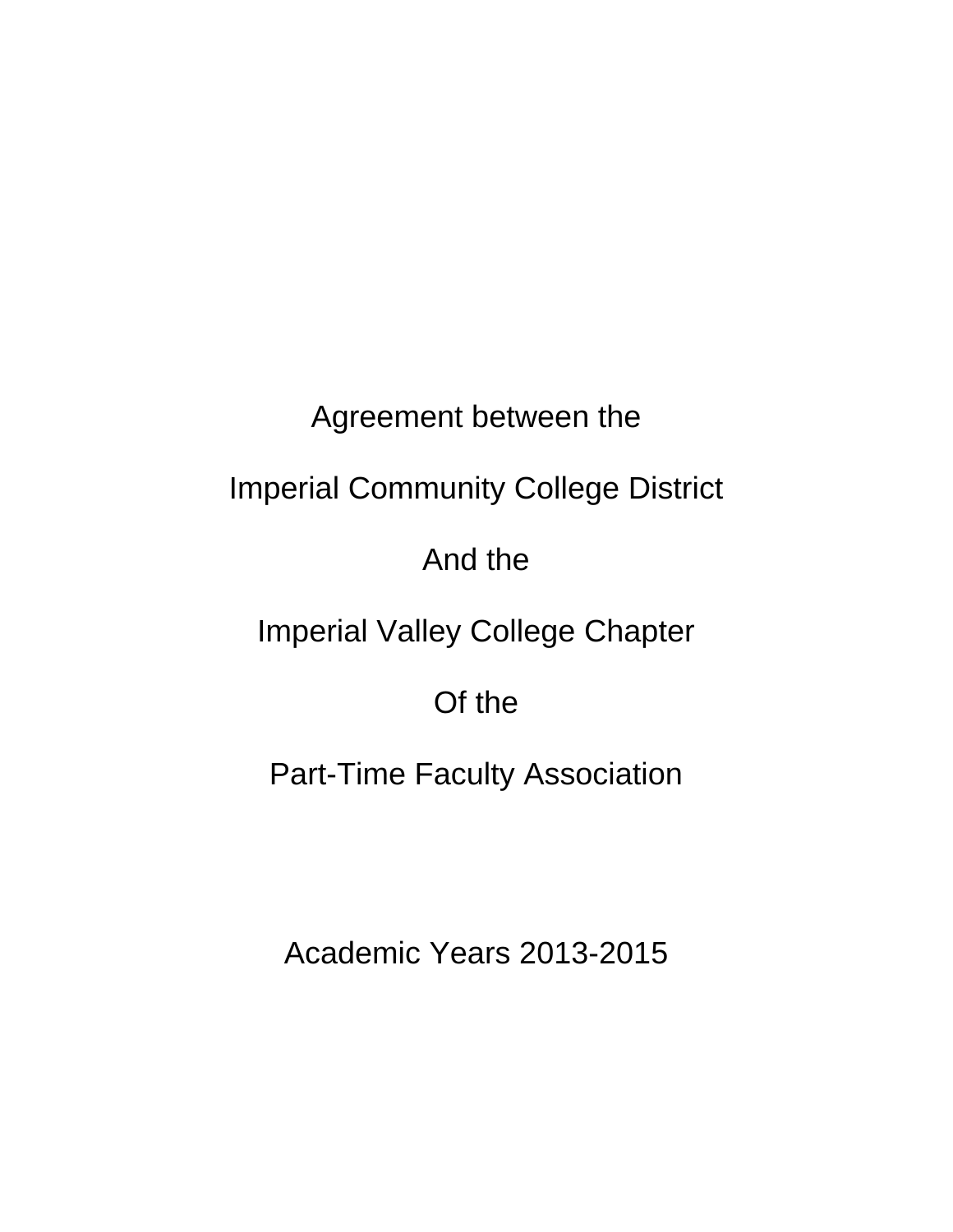Agreement between the

Imperial Community College District

And the

Imperial Valley College Chapter

Of the

Part-Time Faculty Association

Academic Years 2013-2015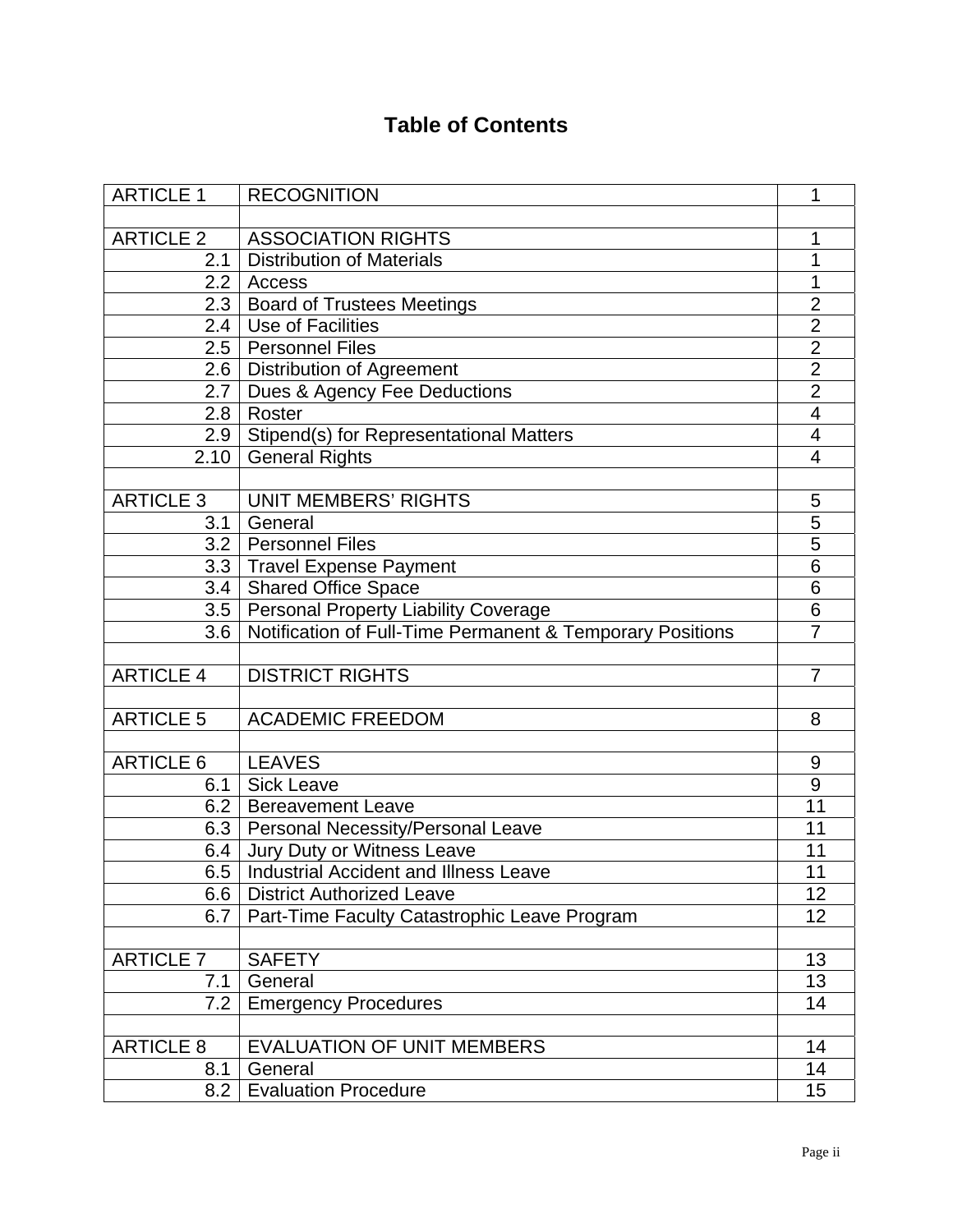# Table of Contents

| | | |
|---|---|---|
| ARTICLE 1 | RECOGNITION | 1 |
| | | |
| ARTICLE 2 | ASSOCIATION RIGHTS | 1 |
| 2.1 | Distribution of Materials | 1 |
| 2.2 | Access | 1 |
| 2.3 | Board of Trustees Meetings | 2 |
| 2.4 | Use of Facilities | 2 |
| 2.5 | Personnel Files | 2 |
| 2.6 | Distribution of Agreement | 2 |
| 2.7 | Dues & Agency Fee Deductions | 2 |
| 2.8 | Roster | 4 |
| 2.9 | Stipend(s) for Representational Matters | 4 |
| 2.10 | General Rights | 4 |
| | | |
| ARTICLE 3 | UNIT MEMBERS' RIGHTS | 5 |
| 3.1 | General | 5 |
| 3.2 | Personnel Files | 5 |
| 3.3 | Travel Expense Payment | 6 |
| 3.4 | Shared Office Space | 6 |
| 3.5 | Personal Property Liability Coverage | 6 |
| 3.6 | Notification of Full-Time Permanent & Temporary Positions | 7 |
| | | |
| ARTICLE 4 | DISTRICT RIGHTS | 7 |
| | | |
| ARTICLE 5 | ACADEMIC FREEDOM | 8 |
| | | |
| ARTICLE 6 | LEAVES | 9 |
| 6.1 | Sick Leave | 9 |
| 6.2 | Bereavement Leave | 11 |
| 6.3 | Personal Necessity/Personal Leave | 11 |
| 6.4 | Jury Duty or Witness Leave | 11 |
| 6.5 | Industrial Accident and Illness Leave | 11 |
| 6.6 | District Authorized Leave | 12 |
| 6.7 | Part-Time Faculty Catastrophic Leave Program | 12 |
| | | |
| ARTICLE 7 | SAFETY | 13 |
| 7.1 | General | 13 |
| 7.2 | Emergency Procedures | 14 |
| | | |
| ARTICLE 8 | EVALUATION OF UNIT MEMBERS | 14 |
| 8.1 | General | 14 |
| 8.2 | Evaluation Procedure | 15 |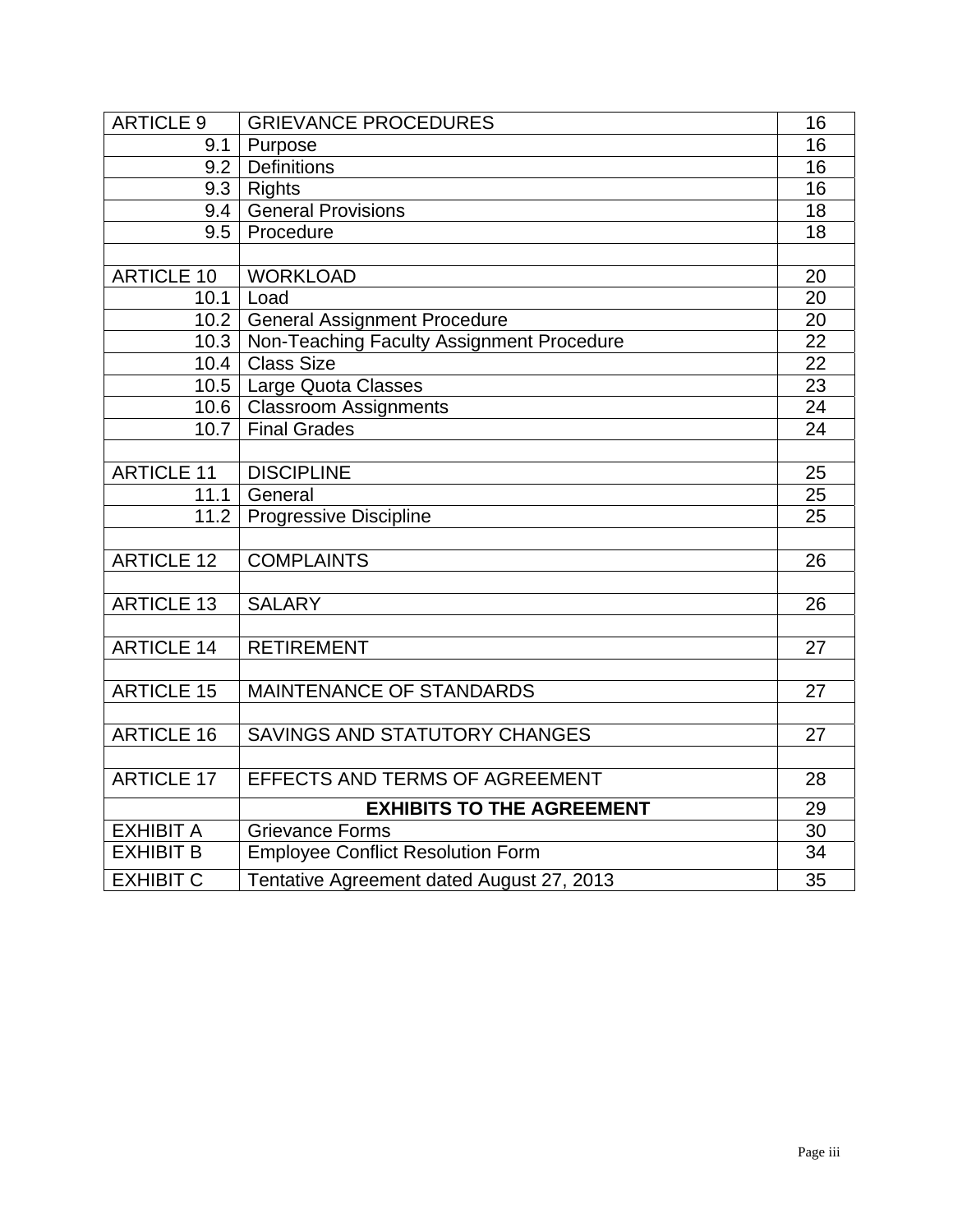| | | |
|---|---|---|
| ARTICLE 9 | GRIEVANCE PROCEDURES | 16 |
| 9.1 | Purpose | 16 |
| 9.2 | Definitions | 16 |
| 9.3 | Rights | 16 |
| 9.4 | General Provisions | 18 |
| 9.5 | Procedure | 18 |
| | | |
| ARTICLE 10 | WORKLOAD | 20 |
| 10.1 | Load | 20 |
| 10.2 | General Assignment Procedure | 20 |
| 10.3 | Non-Teaching Faculty Assignment Procedure | 22 |
| 10.4 | Class Size | 22 |
| 10.5 | Large Quota Classes | 23 |
| 10.6 | Classroom Assignments | 24 |
| 10.7 | Final Grades | 24 |
| | | |
| ARTICLE 11 | DISCIPLINE | 25 |
| 11.1 | General | 25 |
| 11.2 | Progressive Discipline | 25 |
| | | |
| ARTICLE 12 | COMPLAINTS | 26 |
| | | |
| ARTICLE 13 | SALARY | 26 |
| | | |
| ARTICLE 14 | RETIREMENT | 27 |
| | | |
| ARTICLE 15 | MAINTENANCE OF STANDARDS | 27 |
| | | |
| ARTICLE 16 | SAVINGS AND STATUTORY CHANGES | 27 |
| | | |
| ARTICLE 17 | EFFECTS AND TERMS OF AGREEMENT | 28 |
| | **EXHIBITS TO THE AGREEMENT** | 29 |
| EXHIBIT A | Grievance Forms | 30 |
| EXHIBIT B | Employee Conflict Resolution Form | 34 |
| EXHIBIT C | Tentative Agreement dated August 27, 2013 | 35 |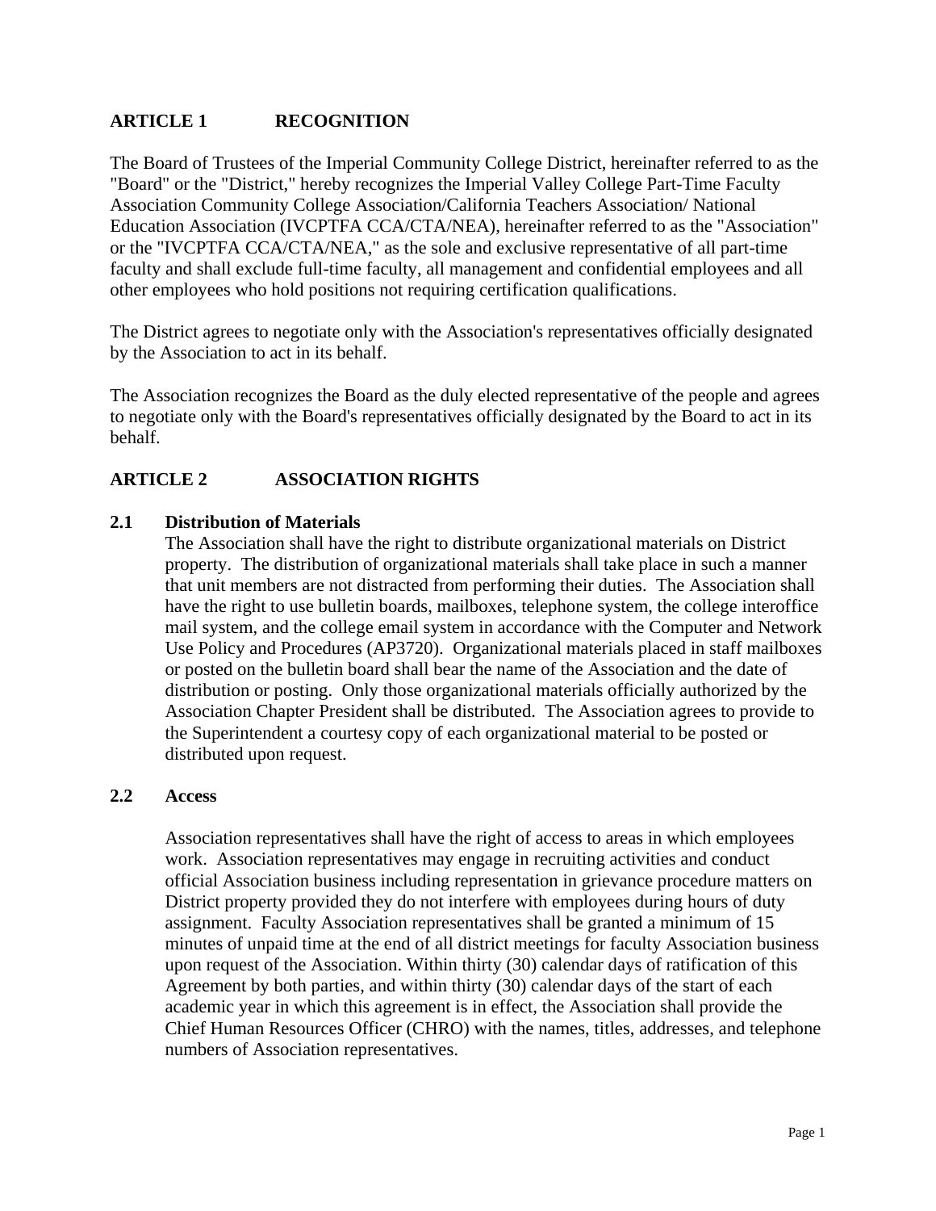## ARTICLE 1 RECOGNITION

The Board of Trustees of the Imperial Community College District, hereinafter referred to as the "Board" or the "District," hereby recognizes the Imperial Valley College Part-Time Faculty Association Community College Association/California Teachers Association/ National Education Association (IVCPTFA CCA/CTA/NEA), hereinafter referred to as the "Association" or the "IVCPTFA CCA/CTA/NEA," as the sole and exclusive representative of all part-time faculty and shall exclude full-time faculty, all management and confidential employees and all other employees who hold positions not requiring certification qualifications.

The District agrees to negotiate only with the Association's representatives officially designated by the Association to act in its behalf.

The Association recognizes the Board as the duly elected representative of the people and agrees to negotiate only with the Board's representatives officially designated by the Board to act in its behalf.

## ARTICLE 2 ASSOCIATION RIGHTS

### 2.1 Distribution of Materials

The Association shall have the right to distribute organizational materials on District property. The distribution of organizational materials shall take place in such a manner that unit members are not distracted from performing their duties. The Association shall have the right to use bulletin boards, mailboxes, telephone system, the college interoffice mail system, and the college email system in accordance with the Computer and Network Use Policy and Procedures (AP3720). Organizational materials placed in staff mailboxes or posted on the bulletin board shall bear the name of the Association and the date of distribution or posting. Only those organizational materials officially authorized by the Association Chapter President shall be distributed. The Association agrees to provide to the Superintendent a courtesy copy of each organizational material to be posted or distributed upon request.

### 2.2 Access

Association representatives shall have the right of access to areas in which employees work. Association representatives may engage in recruiting activities and conduct official Association business including representation in grievance procedure matters on District property provided they do not interfere with employees during hours of duty assignment. Faculty Association representatives shall be granted a minimum of 15 minutes of unpaid time at the end of all district meetings for faculty Association business upon request of the Association. Within thirty (30) calendar days of ratification of this Agreement by both parties, and within thirty (30) calendar days of the start of each academic year in which this agreement is in effect, the Association shall provide the Chief Human Resources Officer (CHRO) with the names, titles, addresses, and telephone numbers of Association representatives.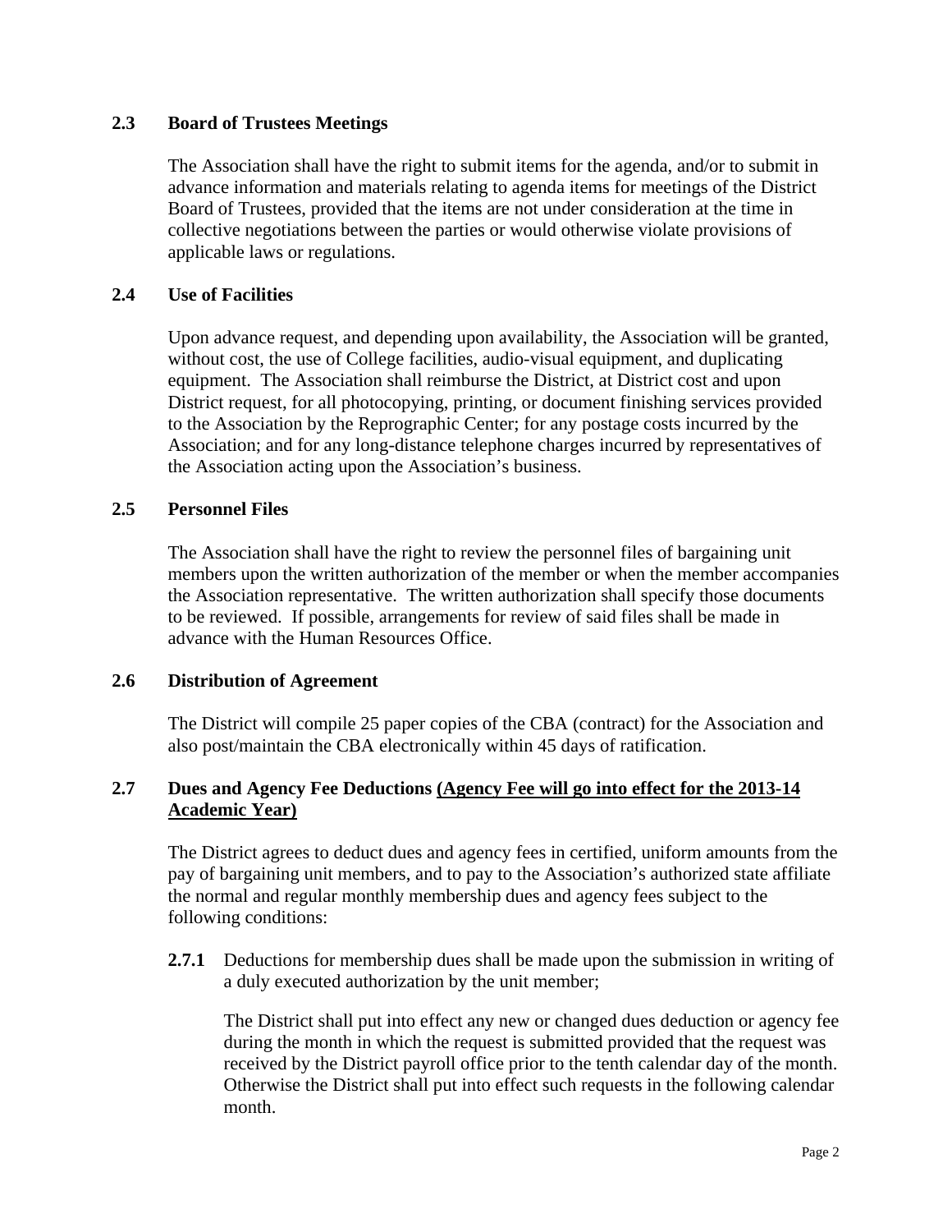## 2.3 Board of Trustees Meetings

The Association shall have the right to submit items for the agenda, and/or to submit in advance information and materials relating to agenda items for meetings of the District Board of Trustees, provided that the items are not under consideration at the time in collective negotiations between the parties or would otherwise violate provisions of applicable laws or regulations.

## 2.4 Use of Facilities

Upon advance request, and depending upon availability, the Association will be granted, without cost, the use of College facilities, audio-visual equipment, and duplicating equipment. The Association shall reimburse the District, at District cost and upon District request, for all photocopying, printing, or document finishing services provided to the Association by the Reprographic Center; for any postage costs incurred by the Association; and for any long-distance telephone charges incurred by representatives of the Association acting upon the Association's business.

## 2.5 Personnel Files

The Association shall have the right to review the personnel files of bargaining unit members upon the written authorization of the member or when the member accompanies the Association representative. The written authorization shall specify those documents to be reviewed. If possible, arrangements for review of said files shall be made in advance with the Human Resources Office.

## 2.6 Distribution of Agreement

The District will compile 25 paper copies of the CBA (contract) for the Association and also post/maintain the CBA electronically within 45 days of ratification.

## 2.7 Dues and Agency Fee Deductions <u>(Agency Fee will go into effect for the 2013-14 Academic Year)</u>

The District agrees to deduct dues and agency fees in certified, uniform amounts from the pay of bargaining unit members, and to pay to the Association's authorized state affiliate the normal and regular monthly membership dues and agency fees subject to the following conditions:

**2.7.1** Deductions for membership dues shall be made upon the submission in writing of a duly executed authorization by the unit member;

The District shall put into effect any new or changed dues deduction or agency fee during the month in which the request is submitted provided that the request was received by the District payroll office prior to the tenth calendar day of the month. Otherwise the District shall put into effect such requests in the following calendar month.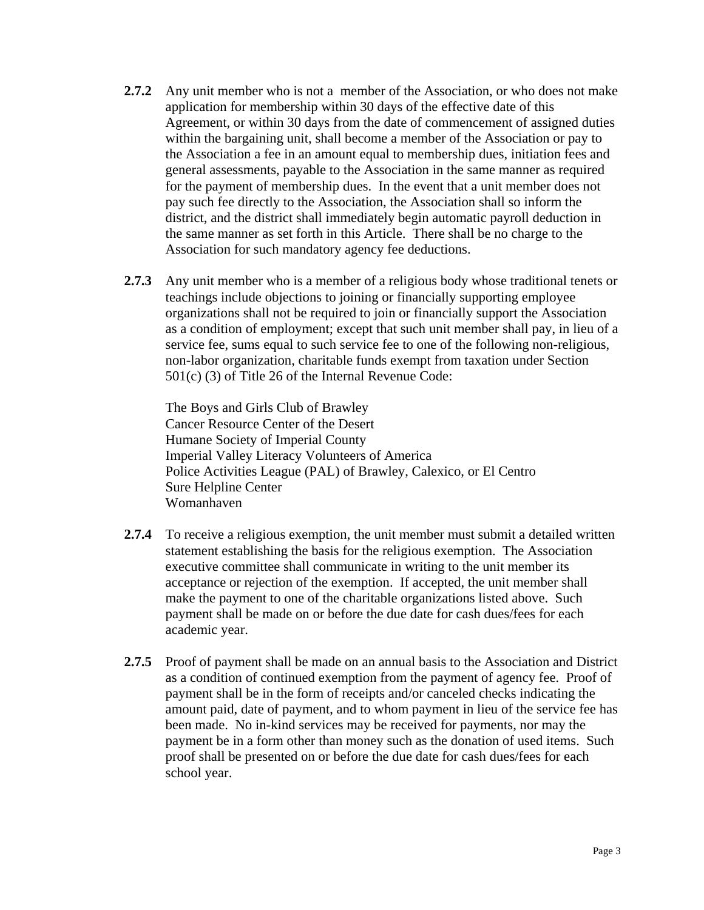**2.7.2** Any unit member who is not a member of the Association, or who does not make application for membership within 30 days of the effective date of this Agreement, or within 30 days from the date of commencement of assigned duties within the bargaining unit, shall become a member of the Association or pay to the Association a fee in an amount equal to membership dues, initiation fees and general assessments, payable to the Association in the same manner as required for the payment of membership dues. In the event that a unit member does not pay such fee directly to the Association, the Association shall so inform the district, and the district shall immediately begin automatic payroll deduction in the same manner as set forth in this Article. There shall be no charge to the Association for such mandatory agency fee deductions.

**2.7.3** Any unit member who is a member of a religious body whose traditional tenets or teachings include objections to joining or financially supporting employee organizations shall not be required to join or financially support the Association as a condition of employment; except that such unit member shall pay, in lieu of a service fee, sums equal to such service fee to one of the following non-religious, non-labor organization, charitable funds exempt from taxation under Section 501(c) (3) of Title 26 of the Internal Revenue Code:

The Boys and Girls Club of Brawley
Cancer Resource Center of the Desert
Humane Society of Imperial County
Imperial Valley Literacy Volunteers of America
Police Activities League (PAL) of Brawley, Calexico, or El Centro
Sure Helpline Center
Womanhaven

**2.7.4** To receive a religious exemption, the unit member must submit a detailed written statement establishing the basis for the religious exemption. The Association executive committee shall communicate in writing to the unit member its acceptance or rejection of the exemption. If accepted, the unit member shall make the payment to one of the charitable organizations listed above. Such payment shall be made on or before the due date for cash dues/fees for each academic year.

**2.7.5** Proof of payment shall be made on an annual basis to the Association and District as a condition of continued exemption from the payment of agency fee. Proof of payment shall be in the form of receipts and/or canceled checks indicating the amount paid, date of payment, and to whom payment in lieu of the service fee has been made. No in-kind services may be received for payments, nor may the payment be in a form other than money such as the donation of used items. Such proof shall be presented on or before the due date for cash dues/fees for each school year.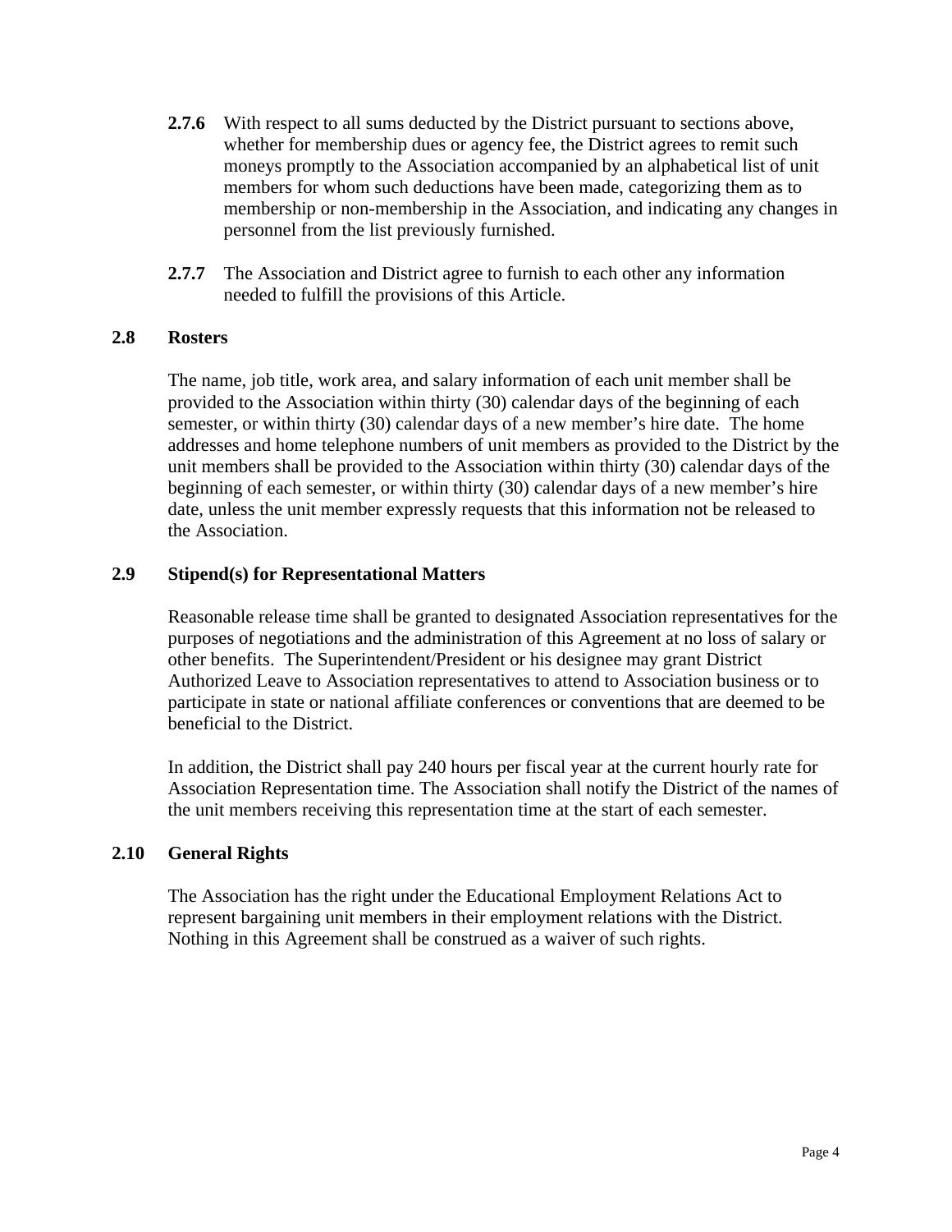**2.7.6** With respect to all sums deducted by the District pursuant to sections above, whether for membership dues or agency fee, the District agrees to remit such moneys promptly to the Association accompanied by an alphabetical list of unit members for whom such deductions have been made, categorizing them as to membership or non-membership in the Association, and indicating any changes in personnel from the list previously furnished.

**2.7.7** The Association and District agree to furnish to each other any information needed to fulfill the provisions of this Article.

### 2.8 Rosters

The name, job title, work area, and salary information of each unit member shall be provided to the Association within thirty (30) calendar days of the beginning of each semester, or within thirty (30) calendar days of a new member's hire date. The home addresses and home telephone numbers of unit members as provided to the District by the unit members shall be provided to the Association within thirty (30) calendar days of the beginning of each semester, or within thirty (30) calendar days of a new member's hire date, unless the unit member expressly requests that this information not be released to the Association.

### 2.9 Stipend(s) for Representational Matters

Reasonable release time shall be granted to designated Association representatives for the purposes of negotiations and the administration of this Agreement at no loss of salary or other benefits. The Superintendent/President or his designee may grant District Authorized Leave to Association representatives to attend to Association business or to participate in state or national affiliate conferences or conventions that are deemed to be beneficial to the District.

In addition, the District shall pay 240 hours per fiscal year at the current hourly rate for Association Representation time. The Association shall notify the District of the names of the unit members receiving this representation time at the start of each semester.

### 2.10 General Rights

The Association has the right under the Educational Employment Relations Act to represent bargaining unit members in their employment relations with the District. Nothing in this Agreement shall be construed as a waiver of such rights.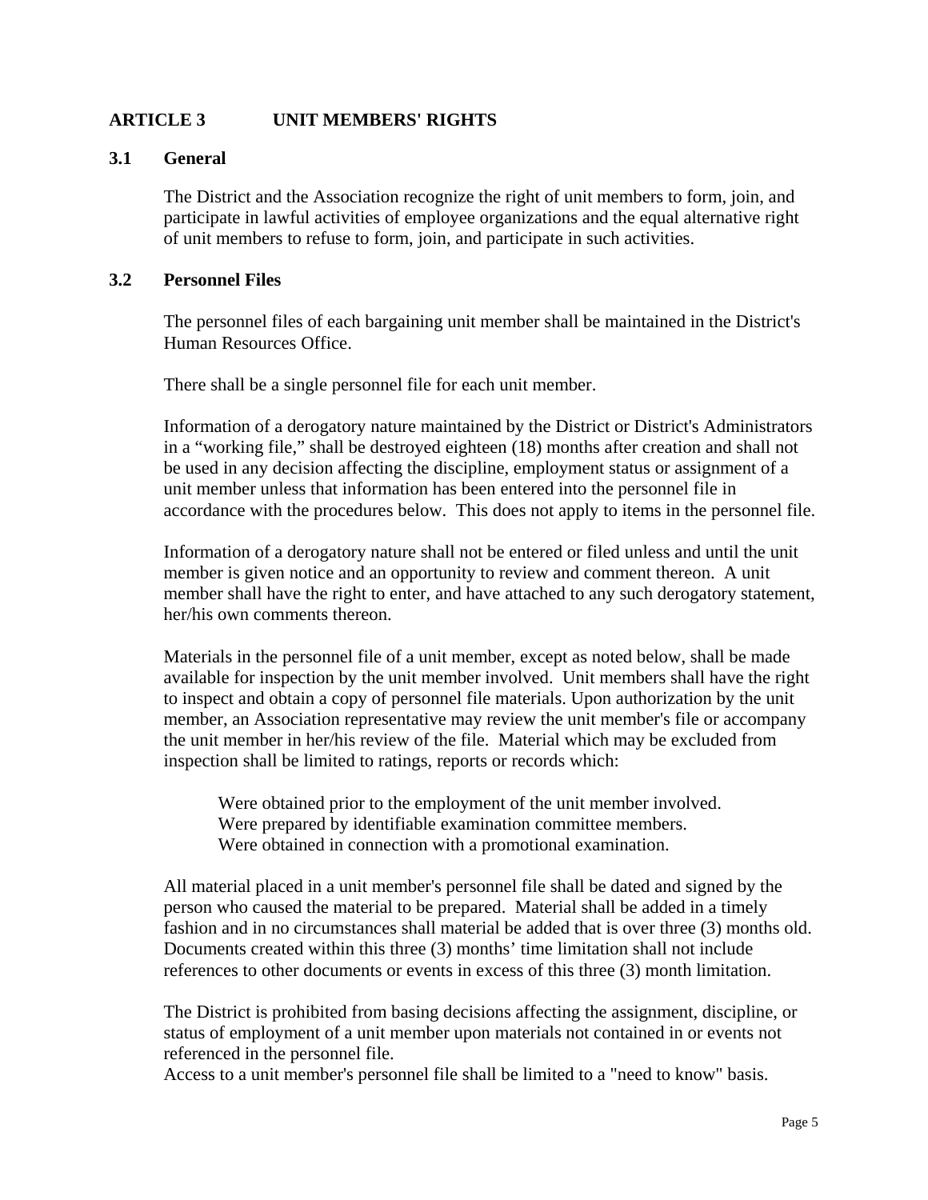## ARTICLE 3 UNIT MEMBERS' RIGHTS

### 3.1 General

The District and the Association recognize the right of unit members to form, join, and participate in lawful activities of employee organizations and the equal alternative right of unit members to refuse to form, join, and participate in such activities.

### 3.2 Personnel Files

The personnel files of each bargaining unit member shall be maintained in the District's Human Resources Office.

There shall be a single personnel file for each unit member.

Information of a derogatory nature maintained by the District or District's Administrators in a "working file," shall be destroyed eighteen (18) months after creation and shall not be used in any decision affecting the discipline, employment status or assignment of a unit member unless that information has been entered into the personnel file in accordance with the procedures below. This does not apply to items in the personnel file.

Information of a derogatory nature shall not be entered or filed unless and until the unit member is given notice and an opportunity to review and comment thereon. A unit member shall have the right to enter, and have attached to any such derogatory statement, her/his own comments thereon.

Materials in the personnel file of a unit member, except as noted below, shall be made available for inspection by the unit member involved. Unit members shall have the right to inspect and obtain a copy of personnel file materials. Upon authorization by the unit member, an Association representative may review the unit member's file or accompany the unit member in her/his review of the file. Material which may be excluded from inspection shall be limited to ratings, reports or records which:

Were obtained prior to the employment of the unit member involved.
Were prepared by identifiable examination committee members.
Were obtained in connection with a promotional examination.

All material placed in a unit member's personnel file shall be dated and signed by the person who caused the material to be prepared. Material shall be added in a timely fashion and in no circumstances shall material be added that is over three (3) months old. Documents created within this three (3) months' time limitation shall not include references to other documents or events in excess of this three (3) month limitation.

The District is prohibited from basing decisions affecting the assignment, discipline, or status of employment of a unit member upon materials not contained in or events not referenced in the personnel file.
Access to a unit member's personnel file shall be limited to a "need to know" basis.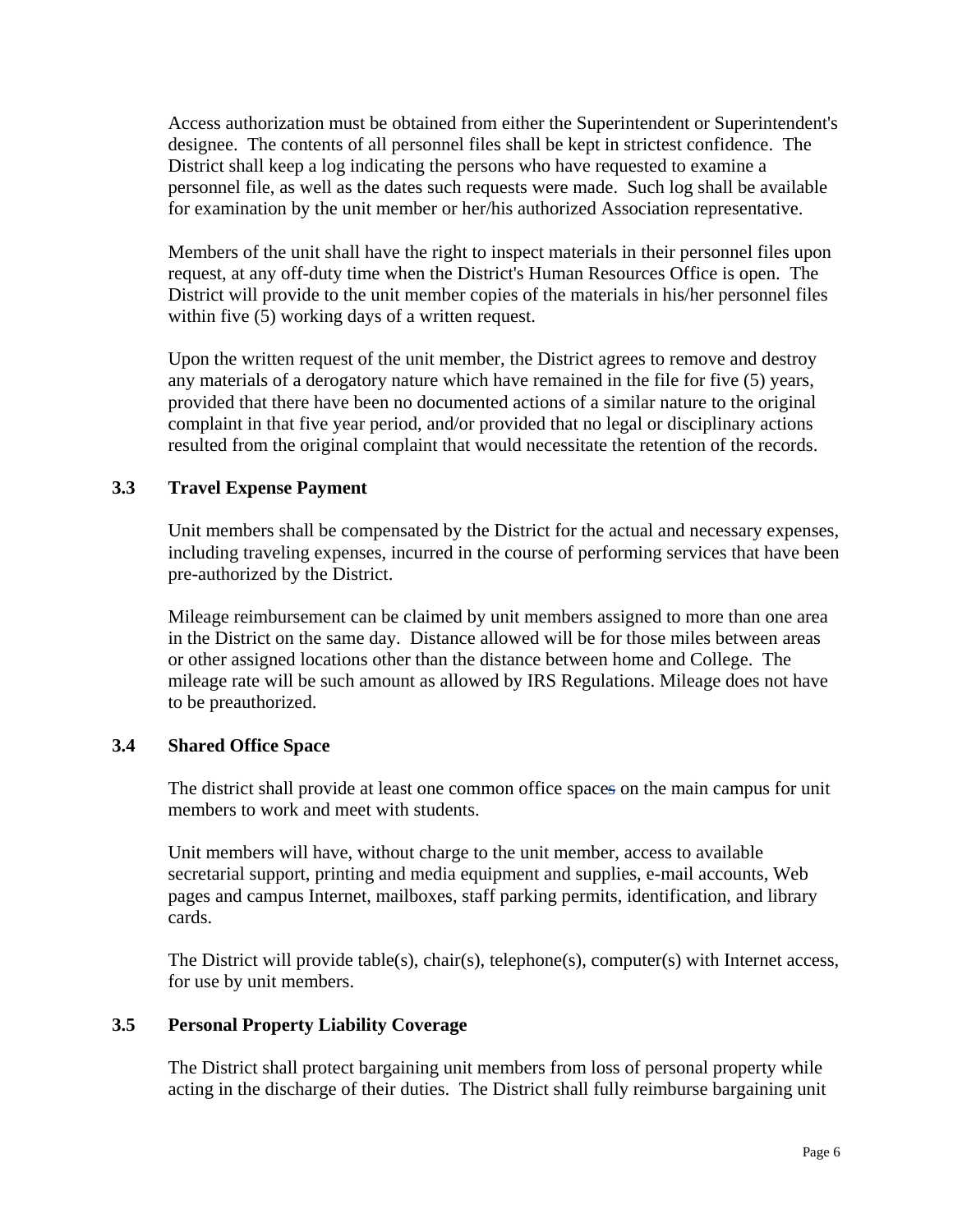Access authorization must be obtained from either the Superintendent or Superintendent's designee. The contents of all personnel files shall be kept in strictest confidence. The District shall keep a log indicating the persons who have requested to examine a personnel file, as well as the dates such requests were made. Such log shall be available for examination by the unit member or her/his authorized Association representative.

Members of the unit shall have the right to inspect materials in their personnel files upon request, at any off-duty time when the District's Human Resources Office is open. The District will provide to the unit member copies of the materials in his/her personnel files within five (5) working days of a written request.

Upon the written request of the unit member, the District agrees to remove and destroy any materials of a derogatory nature which have remained in the file for five (5) years, provided that there have been no documented actions of a similar nature to the original complaint in that five year period, and/or provided that no legal or disciplinary actions resulted from the original complaint that would necessitate the retention of the records.

### 3.3 Travel Expense Payment

Unit members shall be compensated by the District for the actual and necessary expenses, including traveling expenses, incurred in the course of performing services that have been pre-authorized by the District.

Mileage reimbursement can be claimed by unit members assigned to more than one area in the District on the same day. Distance allowed will be for those miles between areas or other assigned locations other than the distance between home and College. The mileage rate will be such amount as allowed by IRS Regulations. Mileage does not have to be preauthorized.

### 3.4 Shared Office Space

The district shall provide at least one common office spaces on the main campus for unit members to work and meet with students.

Unit members will have, without charge to the unit member, access to available secretarial support, printing and media equipment and supplies, e-mail accounts, Web pages and campus Internet, mailboxes, staff parking permits, identification, and library cards.

The District will provide table(s), chair(s), telephone(s), computer(s) with Internet access, for use by unit members.

### 3.5 Personal Property Liability Coverage

The District shall protect bargaining unit members from loss of personal property while acting in the discharge of their duties. The District shall fully reimburse bargaining unit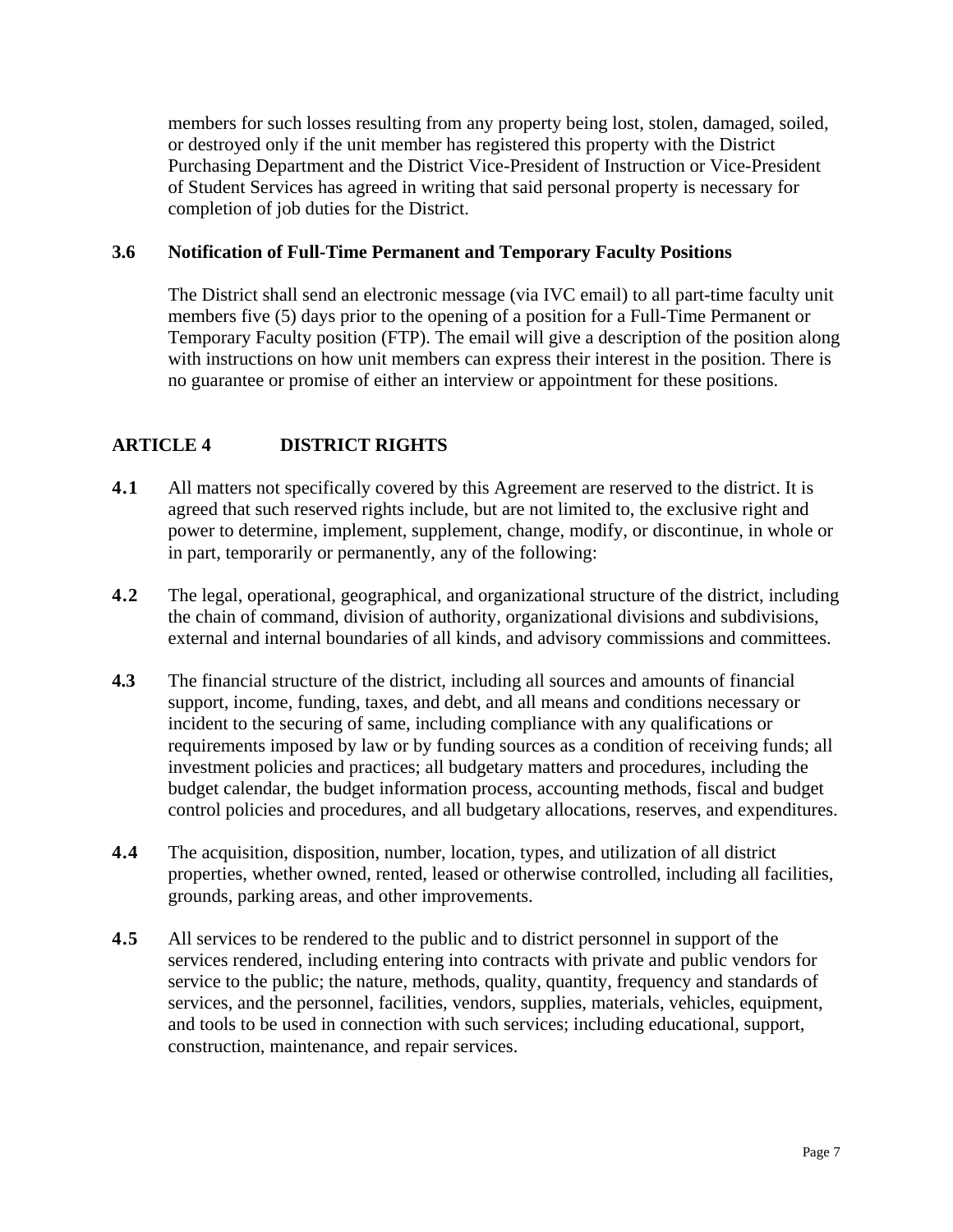members for such losses resulting from any property being lost, stolen, damaged, soiled, or destroyed only if the unit member has registered this property with the District Purchasing Department and the District Vice-President of Instruction or Vice-President of Student Services has agreed in writing that said personal property is necessary for completion of job duties for the District.

### 3.6 Notification of Full-Time Permanent and Temporary Faculty Positions

The District shall send an electronic message (via IVC email) to all part-time faculty unit members five (5) days prior to the opening of a position for a Full-Time Permanent or Temporary Faculty position (FTP). The email will give a description of the position along with instructions on how unit members can express their interest in the position. There is no guarantee or promise of either an interview or appointment for these positions.

## ARTICLE 4 DISTRICT RIGHTS

**4.1** All matters not specifically covered by this Agreement are reserved to the district. It is agreed that such reserved rights include, but are not limited to, the exclusive right and power to determine, implement, supplement, change, modify, or discontinue, in whole or in part, temporarily or permanently, any of the following:

**4.2** The legal, operational, geographical, and organizational structure of the district, including the chain of command, division of authority, organizational divisions and subdivisions, external and internal boundaries of all kinds, and advisory commissions and committees.

**4.3** The financial structure of the district, including all sources and amounts of financial support, income, funding, taxes, and debt, and all means and conditions necessary or incident to the securing of same, including compliance with any qualifications or requirements imposed by law or by funding sources as a condition of receiving funds; all investment policies and practices; all budgetary matters and procedures, including the budget calendar, the budget information process, accounting methods, fiscal and budget control policies and procedures, and all budgetary allocations, reserves, and expenditures.

**4.4** The acquisition, disposition, number, location, types, and utilization of all district properties, whether owned, rented, leased or otherwise controlled, including all facilities, grounds, parking areas, and other improvements.

**4.5** All services to be rendered to the public and to district personnel in support of the services rendered, including entering into contracts with private and public vendors for service to the public; the nature, methods, quality, quantity, frequency and standards of services, and the personnel, facilities, vendors, supplies, materials, vehicles, equipment, and tools to be used in connection with such services; including educational, support, construction, maintenance, and repair services.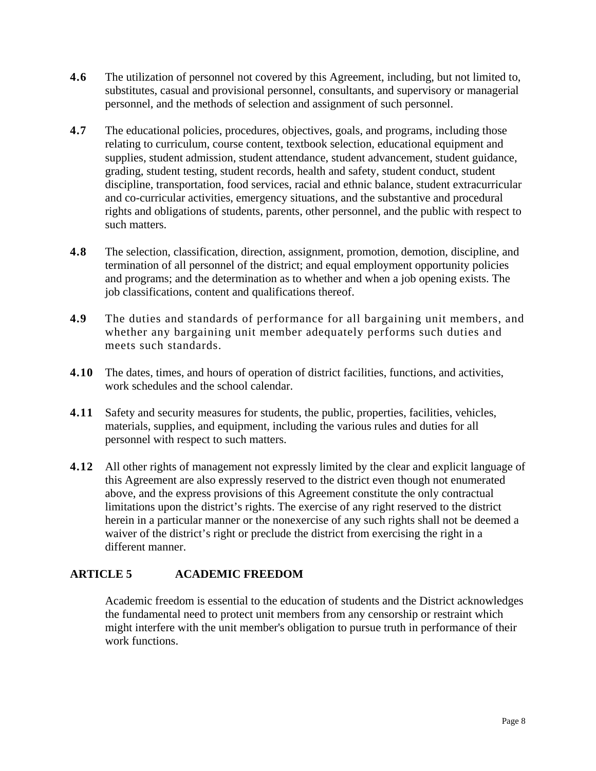**4.6** The utilization of personnel not covered by this Agreement, including, but not limited to, substitutes, casual and provisional personnel, consultants, and supervisory or managerial personnel, and the methods of selection and assignment of such personnel.

**4.7** The educational policies, procedures, objectives, goals, and programs, including those relating to curriculum, course content, textbook selection, educational equipment and supplies, student admission, student attendance, student advancement, student guidance, grading, student testing, student records, health and safety, student conduct, student discipline, transportation, food services, racial and ethnic balance, student extracurricular and co-curricular activities, emergency situations, and the substantive and procedural rights and obligations of students, parents, other personnel, and the public with respect to such matters.

**4.8** The selection, classification, direction, assignment, promotion, demotion, discipline, and termination of all personnel of the district; and equal employment opportunity policies and programs; and the determination as to whether and when a job opening exists. The job classifications, content and qualifications thereof.

**4.9** The duties and standards of performance for all bargaining unit members, and whether any bargaining unit member adequately performs such duties and meets such standards.

**4.10** The dates, times, and hours of operation of district facilities, functions, and activities, work schedules and the school calendar.

**4.11** Safety and security measures for students, the public, properties, facilities, vehicles, materials, supplies, and equipment, including the various rules and duties for all personnel with respect to such matters.

**4.12** All other rights of management not expressly limited by the clear and explicit language of this Agreement are also expressly reserved to the district even though not enumerated above, and the express provisions of this Agreement constitute the only contractual limitations upon the district's rights. The exercise of any right reserved to the district herein in a particular manner or the nonexercise of any such rights shall not be deemed a waiver of the district's right or preclude the district from exercising the right in a different manner.

## ARTICLE 5 ACADEMIC FREEDOM

Academic freedom is essential to the education of students and the District acknowledges the fundamental need to protect unit members from any censorship or restraint which might interfere with the unit member's obligation to pursue truth in performance of their work functions.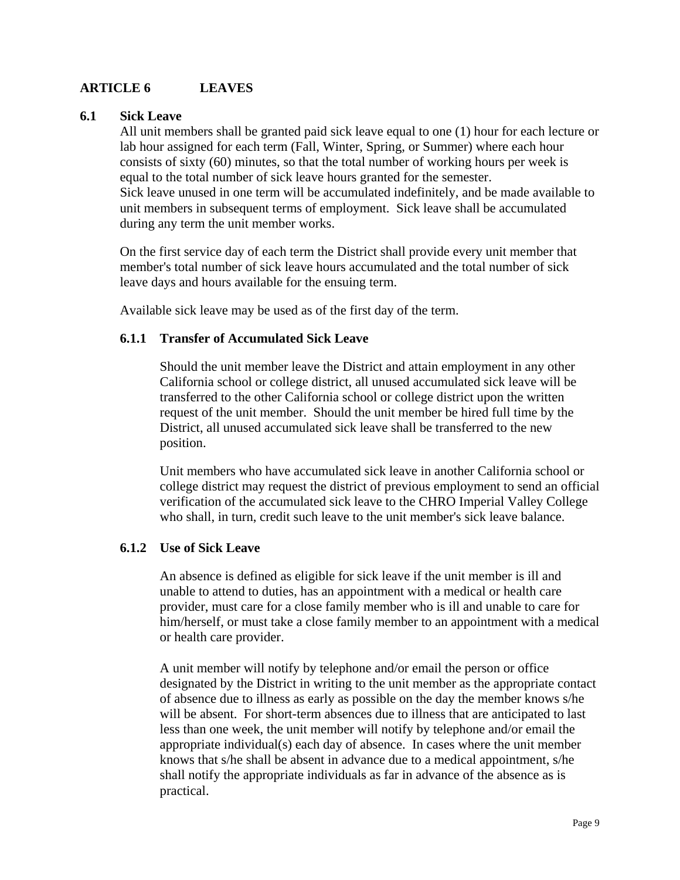# ARTICLE 6 LEAVES

## 6.1 Sick Leave

All unit members shall be granted paid sick leave equal to one (1) hour for each lecture or lab hour assigned for each term (Fall, Winter, Spring, or Summer) where each hour consists of sixty (60) minutes, so that the total number of working hours per week is equal to the total number of sick leave hours granted for the semester.
Sick leave unused in one term will be accumulated indefinitely, and be made available to unit members in subsequent terms of employment. Sick leave shall be accumulated during any term the unit member works.

On the first service day of each term the District shall provide every unit member that member's total number of sick leave hours accumulated and the total number of sick leave days and hours available for the ensuing term.

Available sick leave may be used as of the first day of the term.

### 6.1.1 Transfer of Accumulated Sick Leave

Should the unit member leave the District and attain employment in any other California school or college district, all unused accumulated sick leave will be transferred to the other California school or college district upon the written request of the unit member. Should the unit member be hired full time by the District, all unused accumulated sick leave shall be transferred to the new position.

Unit members who have accumulated sick leave in another California school or college district may request the district of previous employment to send an official verification of the accumulated sick leave to the CHRO Imperial Valley College who shall, in turn, credit such leave to the unit member's sick leave balance.

### 6.1.2 Use of Sick Leave

An absence is defined as eligible for sick leave if the unit member is ill and unable to attend to duties, has an appointment with a medical or health care provider, must care for a close family member who is ill and unable to care for him/herself, or must take a close family member to an appointment with a medical or health care provider.

A unit member will notify by telephone and/or email the person or office designated by the District in writing to the unit member as the appropriate contact of absence due to illness as early as possible on the day the member knows s/he will be absent. For short-term absences due to illness that are anticipated to last less than one week, the unit member will notify by telephone and/or email the appropriate individual(s) each day of absence. In cases where the unit member knows that s/he shall be absent in advance due to a medical appointment, s/he shall notify the appropriate individuals as far in advance of the absence as is practical.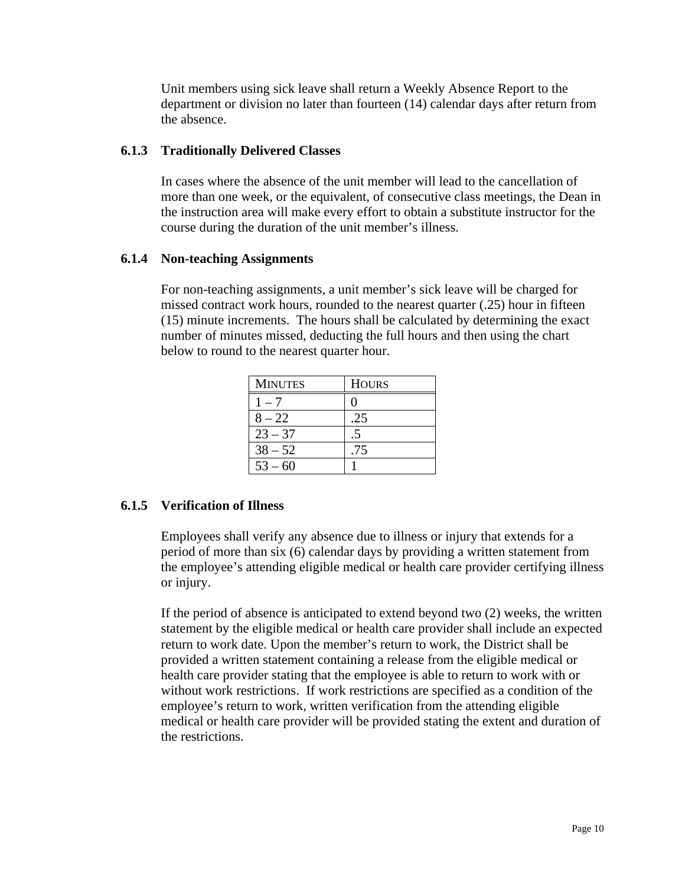Unit members using sick leave shall return a Weekly Absence Report to the department or division no later than fourteen (14) calendar days after return from the absence.

### 6.1.3 Traditionally Delivered Classes

In cases where the absence of the unit member will lead to the cancellation of more than one week, or the equivalent, of consecutive class meetings, the Dean in the instruction area will make every effort to obtain a substitute instructor for the course during the duration of the unit member's illness.

### 6.1.4 Non-teaching Assignments

For non-teaching assignments, a unit member's sick leave will be charged for missed contract work hours, rounded to the nearest quarter (.25) hour in fifteen (15) minute increments. The hours shall be calculated by determining the exact number of minutes missed, deducting the full hours and then using the chart below to round to the nearest quarter hour.

| MINUTES | HOURS |
| --- | --- |
| 1 – 7 | 0 |
| 8 – 22 | .25 |
| 23 – 37 | .5 |
| 38 – 52 | .75 |
| 53 – 60 | 1 |

### 6.1.5 Verification of Illness

Employees shall verify any absence due to illness or injury that extends for a period of more than six (6) calendar days by providing a written statement from the employee's attending eligible medical or health care provider certifying illness or injury.

If the period of absence is anticipated to extend beyond two (2) weeks, the written statement by the eligible medical or health care provider shall include an expected return to work date. Upon the member's return to work, the District shall be provided a written statement containing a release from the eligible medical or health care provider stating that the employee is able to return to work with or without work restrictions. If work restrictions are specified as a condition of the employee's return to work, written verification from the attending eligible medical or health care provider will be provided stating the extent and duration of the restrictions.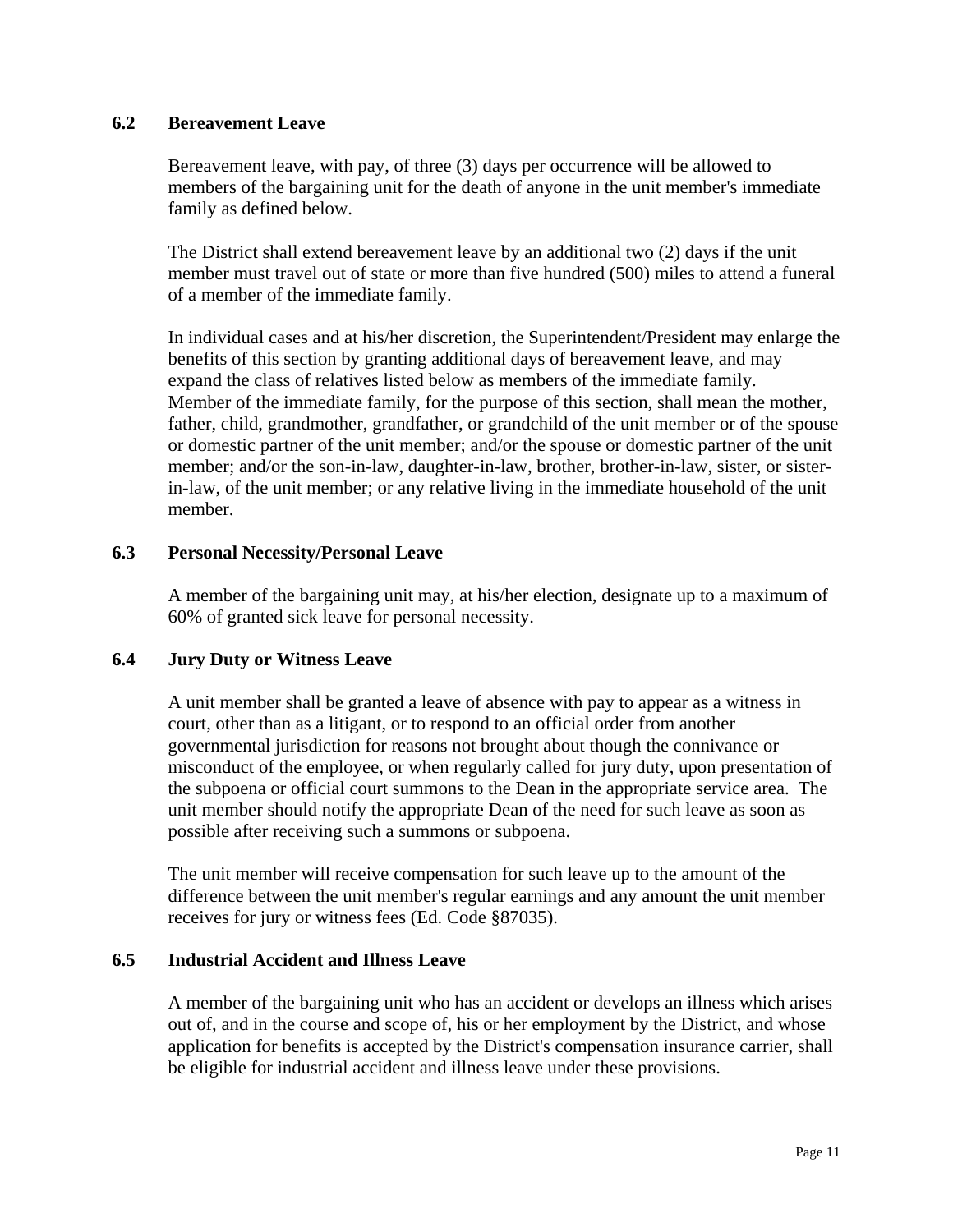### 6.2 Bereavement Leave

Bereavement leave, with pay, of three (3) days per occurrence will be allowed to members of the bargaining unit for the death of anyone in the unit member's immediate family as defined below.

The District shall extend bereavement leave by an additional two (2) days if the unit member must travel out of state or more than five hundred (500) miles to attend a funeral of a member of the immediate family.

In individual cases and at his/her discretion, the Superintendent/President may enlarge the benefits of this section by granting additional days of bereavement leave, and may expand the class of relatives listed below as members of the immediate family. Member of the immediate family, for the purpose of this section, shall mean the mother, father, child, grandmother, grandfather, or grandchild of the unit member or of the spouse or domestic partner of the unit member; and/or the spouse or domestic partner of the unit member; and/or the son-in-law, daughter-in-law, brother, brother-in-law, sister, or sister-in-law, of the unit member; or any relative living in the immediate household of the unit member.

### 6.3 Personal Necessity/Personal Leave

A member of the bargaining unit may, at his/her election, designate up to a maximum of 60% of granted sick leave for personal necessity.

### 6.4 Jury Duty or Witness Leave

A unit member shall be granted a leave of absence with pay to appear as a witness in court, other than as a litigant, or to respond to an official order from another governmental jurisdiction for reasons not brought about though the connivance or misconduct of the employee, or when regularly called for jury duty, upon presentation of the subpoena or official court summons to the Dean in the appropriate service area. The unit member should notify the appropriate Dean of the need for such leave as soon as possible after receiving such a summons or subpoena.

The unit member will receive compensation for such leave up to the amount of the difference between the unit member's regular earnings and any amount the unit member receives for jury or witness fees (Ed. Code §87035).

### 6.5 Industrial Accident and Illness Leave

A member of the bargaining unit who has an accident or develops an illness which arises out of, and in the course and scope of, his or her employment by the District, and whose application for benefits is accepted by the District's compensation insurance carrier, shall be eligible for industrial accident and illness leave under these provisions.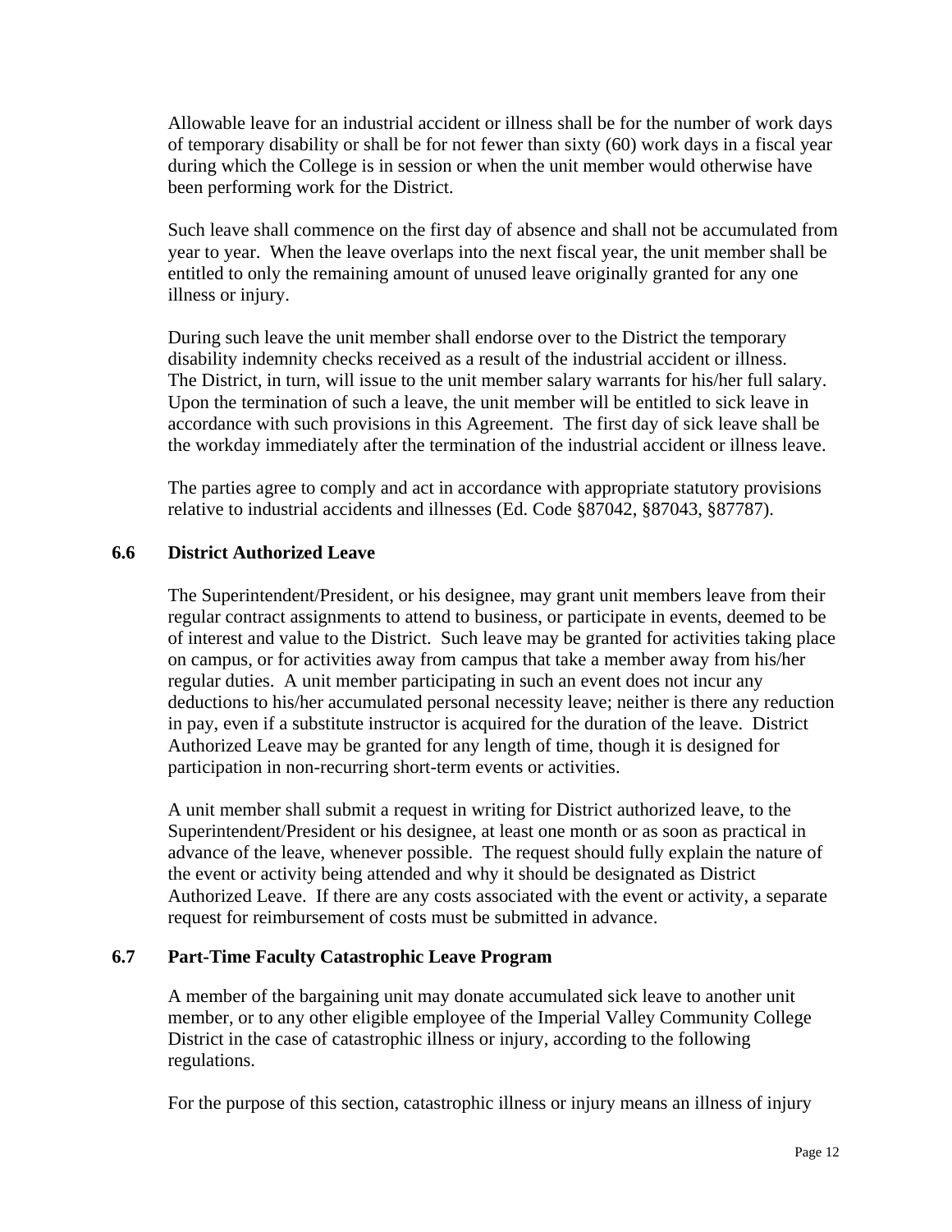Allowable leave for an industrial accident or illness shall be for the number of work days of temporary disability or shall be for not fewer than sixty (60) work days in a fiscal year during which the College is in session or when the unit member would otherwise have been performing work for the District.

Such leave shall commence on the first day of absence and shall not be accumulated from year to year. When the leave overlaps into the next fiscal year, the unit member shall be entitled to only the remaining amount of unused leave originally granted for any one illness or injury.

During such leave the unit member shall endorse over to the District the temporary disability indemnity checks received as a result of the industrial accident or illness. The District, in turn, will issue to the unit member salary warrants for his/her full salary. Upon the termination of such a leave, the unit member will be entitled to sick leave in accordance with such provisions in this Agreement. The first day of sick leave shall be the workday immediately after the termination of the industrial accident or illness leave.

The parties agree to comply and act in accordance with appropriate statutory provisions relative to industrial accidents and illnesses (Ed. Code §87042, §87043, §87787).

### 6.6 District Authorized Leave

The Superintendent/President, or his designee, may grant unit members leave from their regular contract assignments to attend to business, or participate in events, deemed to be of interest and value to the District. Such leave may be granted for activities taking place on campus, or for activities away from campus that take a member away from his/her regular duties. A unit member participating in such an event does not incur any deductions to his/her accumulated personal necessity leave; neither is there any reduction in pay, even if a substitute instructor is acquired for the duration of the leave. District Authorized Leave may be granted for any length of time, though it is designed for participation in non-recurring short-term events or activities.

A unit member shall submit a request in writing for District authorized leave, to the Superintendent/President or his designee, at least one month or as soon as practical in advance of the leave, whenever possible. The request should fully explain the nature of the event or activity being attended and why it should be designated as District Authorized Leave. If there are any costs associated with the event or activity, a separate request for reimbursement of costs must be submitted in advance.

### 6.7 Part-Time Faculty Catastrophic Leave Program

A member of the bargaining unit may donate accumulated sick leave to another unit member, or to any other eligible employee of the Imperial Valley Community College District in the case of catastrophic illness or injury, according to the following regulations.

For the purpose of this section, catastrophic illness or injury means an illness of injury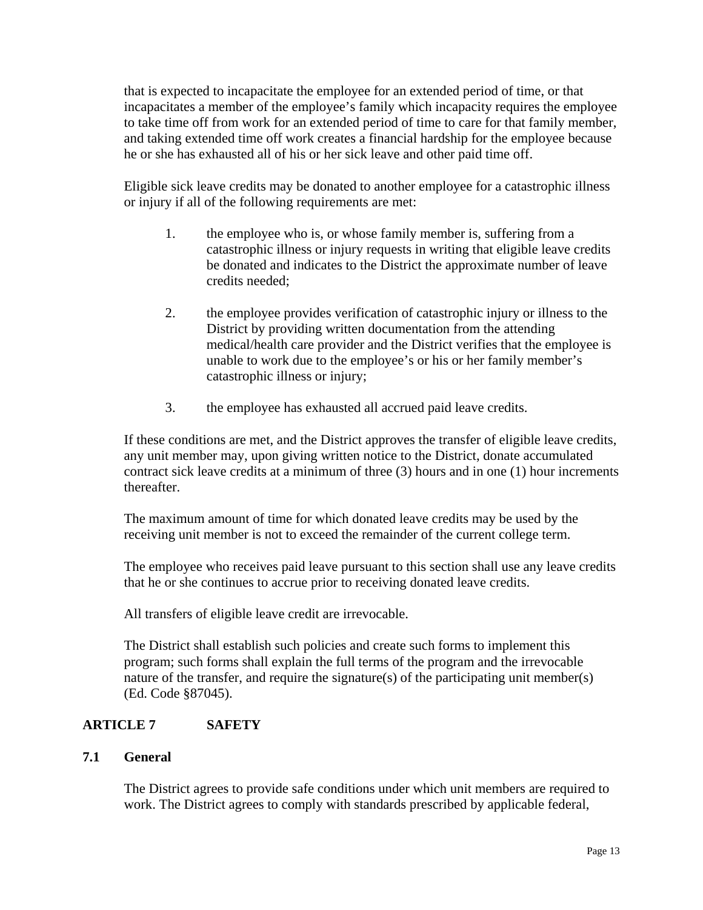that is expected to incapacitate the employee for an extended period of time, or that incapacitates a member of the employee's family which incapacity requires the employee to take time off from work for an extended period of time to care for that family member, and taking extended time off work creates a financial hardship for the employee because he or she has exhausted all of his or her sick leave and other paid time off.

Eligible sick leave credits may be donated to another employee for a catastrophic illness or injury if all of the following requirements are met:

1. the employee who is, or whose family member is, suffering from a catastrophic illness or injury requests in writing that eligible leave credits be donated and indicates to the District the approximate number of leave credits needed;

2. the employee provides verification of catastrophic injury or illness to the District by providing written documentation from the attending medical/health care provider and the District verifies that the employee is unable to work due to the employee's or his or her family member's catastrophic illness or injury;

3. the employee has exhausted all accrued paid leave credits.

If these conditions are met, and the District approves the transfer of eligible leave credits, any unit member may, upon giving written notice to the District, donate accumulated contract sick leave credits at a minimum of three (3) hours and in one (1) hour increments thereafter.

The maximum amount of time for which donated leave credits may be used by the receiving unit member is not to exceed the remainder of the current college term.

The employee who receives paid leave pursuant to this section shall use any leave credits that he or she continues to accrue prior to receiving donated leave credits.

All transfers of eligible leave credit are irrevocable.

The District shall establish such policies and create such forms to implement this program; such forms shall explain the full terms of the program and the irrevocable nature of the transfer, and require the signature(s) of the participating unit member(s) (Ed. Code §87045).

## ARTICLE 7 SAFETY

### 7.1 General

The District agrees to provide safe conditions under which unit members are required to work. The District agrees to comply with standards prescribed by applicable federal,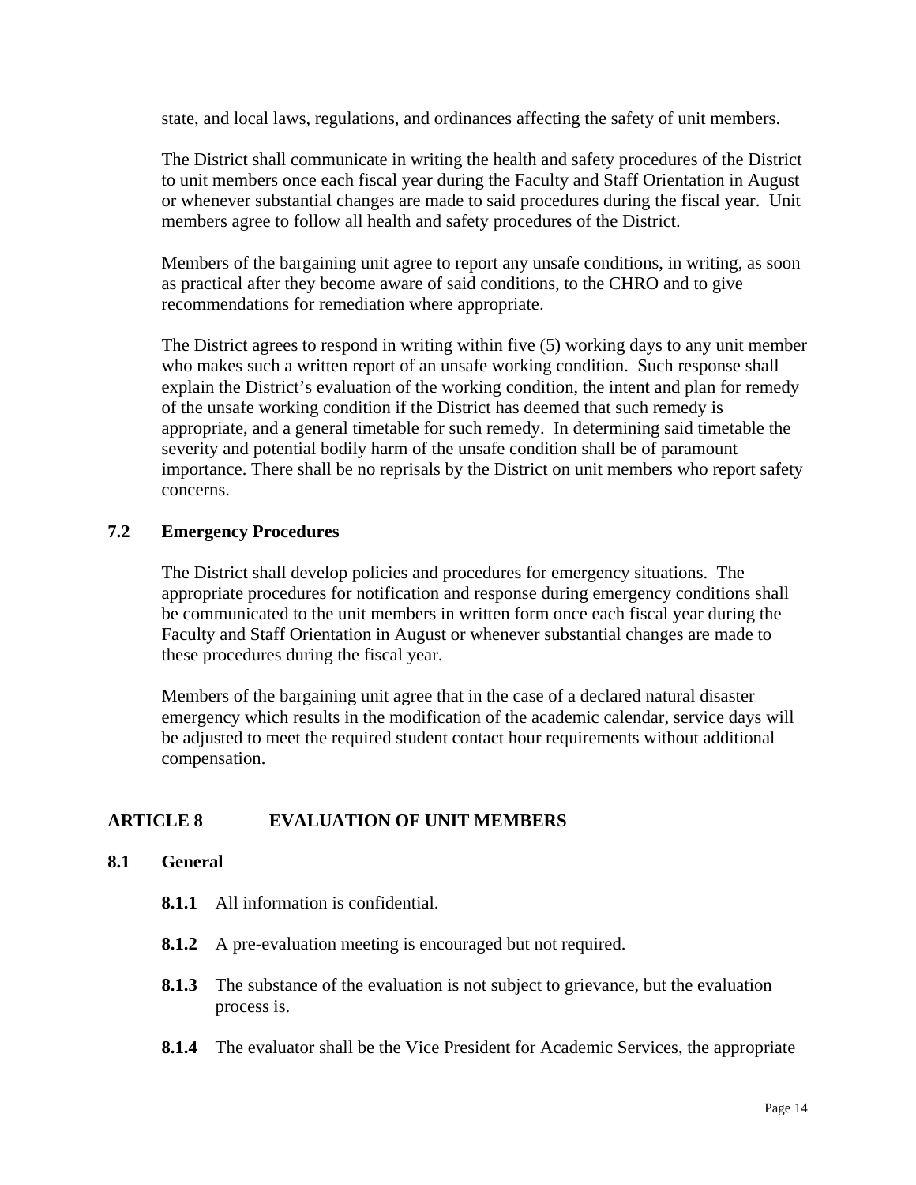state, and local laws, regulations, and ordinances affecting the safety of unit members.

The District shall communicate in writing the health and safety procedures of the District to unit members once each fiscal year during the Faculty and Staff Orientation in August or whenever substantial changes are made to said procedures during the fiscal year. Unit members agree to follow all health and safety procedures of the District.

Members of the bargaining unit agree to report any unsafe conditions, in writing, as soon as practical after they become aware of said conditions, to the CHRO and to give recommendations for remediation where appropriate.

The District agrees to respond in writing within five (5) working days to any unit member who makes such a written report of an unsafe working condition. Such response shall explain the District's evaluation of the working condition, the intent and plan for remedy of the unsafe working condition if the District has deemed that such remedy is appropriate, and a general timetable for such remedy. In determining said timetable the severity and potential bodily harm of the unsafe condition shall be of paramount importance. There shall be no reprisals by the District on unit members who report safety concerns.

### 7.2 Emergency Procedures

The District shall develop policies and procedures for emergency situations. The appropriate procedures for notification and response during emergency conditions shall be communicated to the unit members in written form once each fiscal year during the Faculty and Staff Orientation in August or whenever substantial changes are made to these procedures during the fiscal year.

Members of the bargaining unit agree that in the case of a declared natural disaster emergency which results in the modification of the academic calendar, service days will be adjusted to meet the required student contact hour requirements without additional compensation.

## ARTICLE 8 EVALUATION OF UNIT MEMBERS

### 8.1 General

**8.1.1** All information is confidential.

**8.1.2** A pre-evaluation meeting is encouraged but not required.

**8.1.3** The substance of the evaluation is not subject to grievance, but the evaluation process is.

**8.1.4** The evaluator shall be the Vice President for Academic Services, the appropriate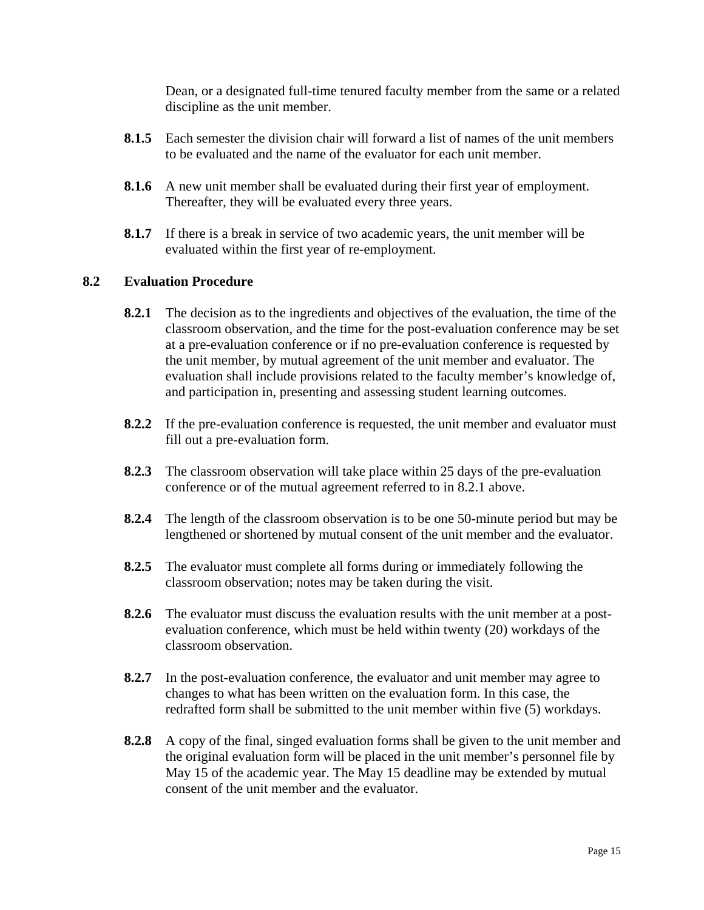Dean, or a designated full-time tenured faculty member from the same or a related discipline as the unit member.

**8.1.5** Each semester the division chair will forward a list of names of the unit members to be evaluated and the name of the evaluator for each unit member.

**8.1.6** A new unit member shall be evaluated during their first year of employment. Thereafter, they will be evaluated every three years.

**8.1.7** If there is a break in service of two academic years, the unit member will be evaluated within the first year of re-employment.

## 8.2 Evaluation Procedure

**8.2.1** The decision as to the ingredients and objectives of the evaluation, the time of the classroom observation, and the time for the post-evaluation conference may be set at a pre-evaluation conference or if no pre-evaluation conference is requested by the unit member, by mutual agreement of the unit member and evaluator. The evaluation shall include provisions related to the faculty member's knowledge of, and participation in, presenting and assessing student learning outcomes.

**8.2.2** If the pre-evaluation conference is requested, the unit member and evaluator must fill out a pre-evaluation form.

**8.2.3** The classroom observation will take place within 25 days of the pre-evaluation conference or of the mutual agreement referred to in 8.2.1 above.

**8.2.4** The length of the classroom observation is to be one 50-minute period but may be lengthened or shortened by mutual consent of the unit member and the evaluator.

**8.2.5** The evaluator must complete all forms during or immediately following the classroom observation; notes may be taken during the visit.

**8.2.6** The evaluator must discuss the evaluation results with the unit member at a post-evaluation conference, which must be held within twenty (20) workdays of the classroom observation.

**8.2.7** In the post-evaluation conference, the evaluator and unit member may agree to changes to what has been written on the evaluation form. In this case, the redrafted form shall be submitted to the unit member within five (5) workdays.

**8.2.8** A copy of the final, singed evaluation forms shall be given to the unit member and the original evaluation form will be placed in the unit member's personnel file by May 15 of the academic year. The May 15 deadline may be extended by mutual consent of the unit member and the evaluator.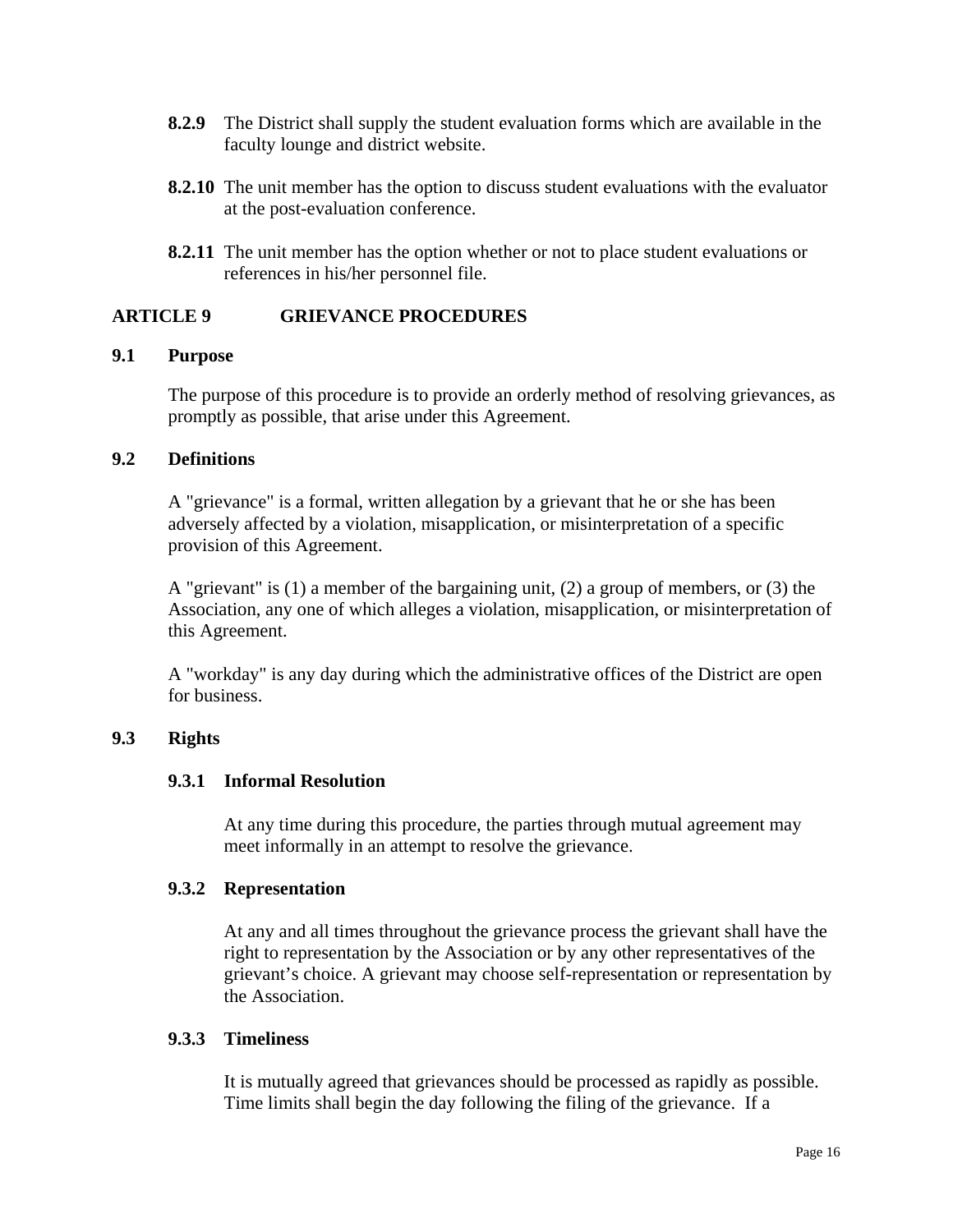**8.2.9** The District shall supply the student evaluation forms which are available in the faculty lounge and district website.

**8.2.10** The unit member has the option to discuss student evaluations with the evaluator at the post-evaluation conference.

**8.2.11** The unit member has the option whether or not to place student evaluations or references in his/her personnel file.

## ARTICLE 9 GRIEVANCE PROCEDURES

### 9.1 Purpose

The purpose of this procedure is to provide an orderly method of resolving grievances, as promptly as possible, that arise under this Agreement.

### 9.2 Definitions

A "grievance" is a formal, written allegation by a grievant that he or she has been adversely affected by a violation, misapplication, or misinterpretation of a specific provision of this Agreement.

A "grievant" is (1) a member of the bargaining unit, (2) a group of members, or (3) the Association, any one of which alleges a violation, misapplication, or misinterpretation of this Agreement.

A "workday" is any day during which the administrative offices of the District are open for business.

### 9.3 Rights

#### 9.3.1 Informal Resolution

At any time during this procedure, the parties through mutual agreement may meet informally in an attempt to resolve the grievance.

#### 9.3.2 Representation

At any and all times throughout the grievance process the grievant shall have the right to representation by the Association or by any other representatives of the grievant's choice. A grievant may choose self-representation or representation by the Association.

#### 9.3.3 Timeliness

It is mutually agreed that grievances should be processed as rapidly as possible. Time limits shall begin the day following the filing of the grievance. If a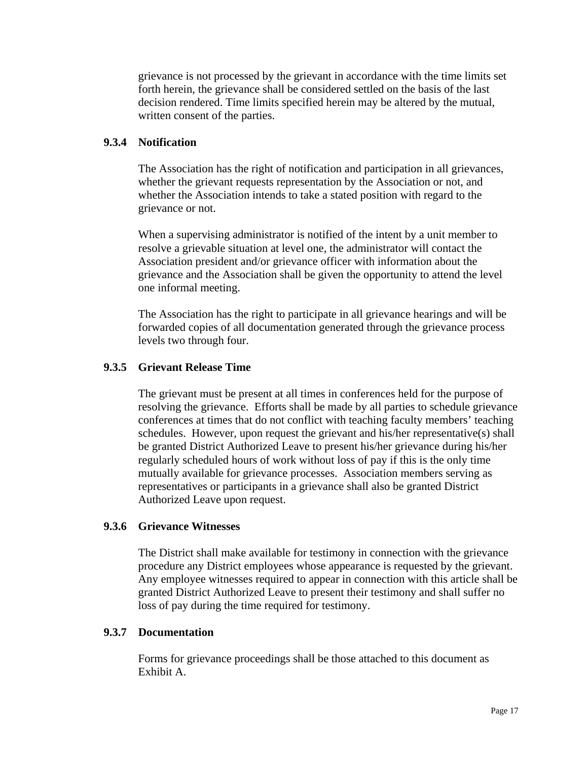grievance is not processed by the grievant in accordance with the time limits set forth herein, the grievance shall be considered settled on the basis of the last decision rendered. Time limits specified herein may be altered by the mutual, written consent of the parties.

### 9.3.4 Notification

The Association has the right of notification and participation in all grievances, whether the grievant requests representation by the Association or not, and whether the Association intends to take a stated position with regard to the grievance or not.

When a supervising administrator is notified of the intent by a unit member to resolve a grievable situation at level one, the administrator will contact the Association president and/or grievance officer with information about the grievance and the Association shall be given the opportunity to attend the level one informal meeting.

The Association has the right to participate in all grievance hearings and will be forwarded copies of all documentation generated through the grievance process levels two through four.

### 9.3.5 Grievant Release Time

The grievant must be present at all times in conferences held for the purpose of resolving the grievance. Efforts shall be made by all parties to schedule grievance conferences at times that do not conflict with teaching faculty members' teaching schedules. However, upon request the grievant and his/her representative(s) shall be granted District Authorized Leave to present his/her grievance during his/her regularly scheduled hours of work without loss of pay if this is the only time mutually available for grievance processes. Association members serving as representatives or participants in a grievance shall also be granted District Authorized Leave upon request.

### 9.3.6 Grievance Witnesses

The District shall make available for testimony in connection with the grievance procedure any District employees whose appearance is requested by the grievant. Any employee witnesses required to appear in connection with this article shall be granted District Authorized Leave to present their testimony and shall suffer no loss of pay during the time required for testimony.

### 9.3.7 Documentation

Forms for grievance proceedings shall be those attached to this document as Exhibit A.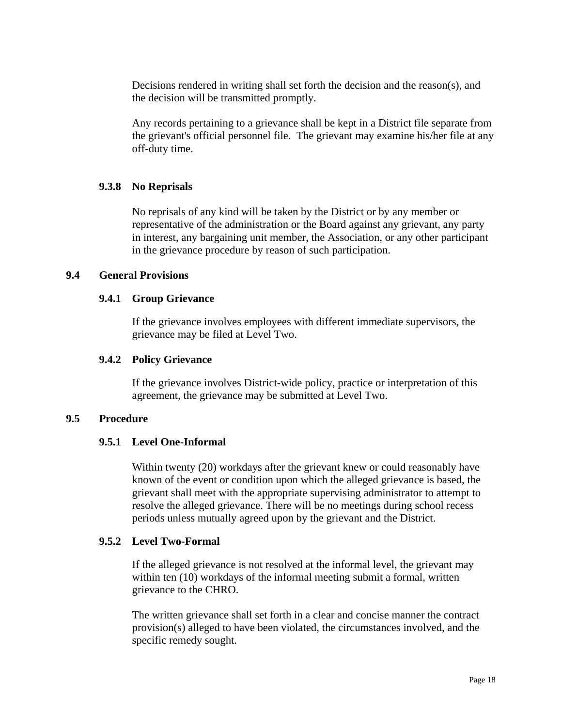Decisions rendered in writing shall set forth the decision and the reason(s), and the decision will be transmitted promptly.

Any records pertaining to a grievance shall be kept in a District file separate from the grievant's official personnel file. The grievant may examine his/her file at any off-duty time.

#### 9.3.8 No Reprisals

No reprisals of any kind will be taken by the District or by any member or representative of the administration or the Board against any grievant, any party in interest, any bargaining unit member, the Association, or any other participant in the grievance procedure by reason of such participation.

### 9.4 General Provisions

#### 9.4.1 Group Grievance

If the grievance involves employees with different immediate supervisors, the grievance may be filed at Level Two.

#### 9.4.2 Policy Grievance

If the grievance involves District-wide policy, practice or interpretation of this agreement, the grievance may be submitted at Level Two.

### 9.5 Procedure

#### 9.5.1 Level One-Informal

Within twenty (20) workdays after the grievant knew or could reasonably have known of the event or condition upon which the alleged grievance is based, the grievant shall meet with the appropriate supervising administrator to attempt to resolve the alleged grievance. There will be no meetings during school recess periods unless mutually agreed upon by the grievant and the District.

#### 9.5.2 Level Two-Formal

If the alleged grievance is not resolved at the informal level, the grievant may within ten (10) workdays of the informal meeting submit a formal, written grievance to the CHRO.

The written grievance shall set forth in a clear and concise manner the contract provision(s) alleged to have been violated, the circumstances involved, and the specific remedy sought.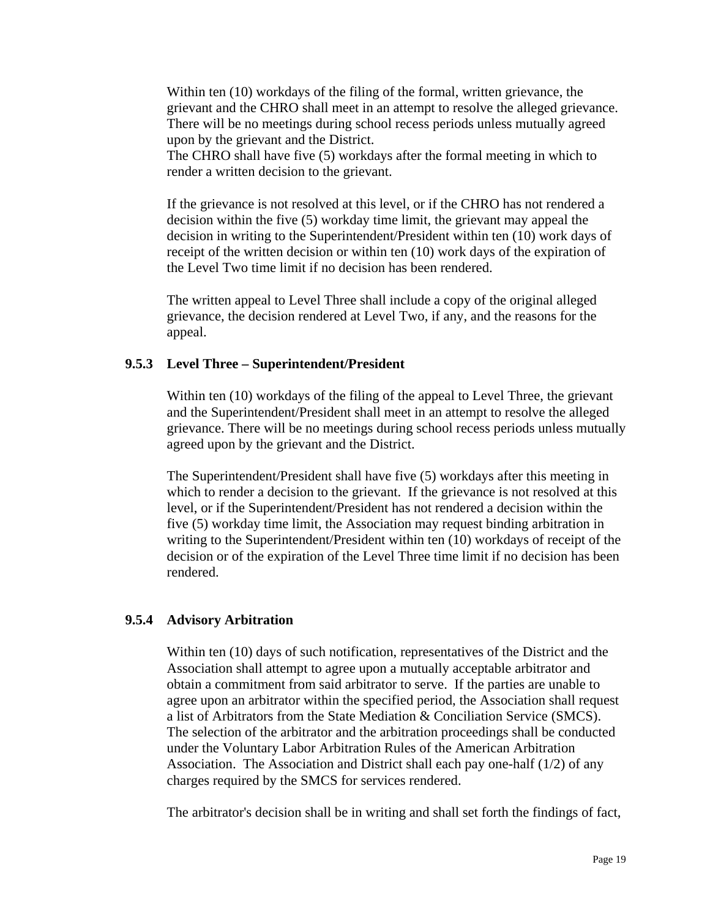Within ten (10) workdays of the filing of the formal, written grievance, the grievant and the CHRO shall meet in an attempt to resolve the alleged grievance. There will be no meetings during school recess periods unless mutually agreed upon by the grievant and the District.
The CHRO shall have five (5) workdays after the formal meeting in which to render a written decision to the grievant.

If the grievance is not resolved at this level, or if the CHRO has not rendered a decision within the five (5) workday time limit, the grievant may appeal the decision in writing to the Superintendent/President within ten (10) work days of receipt of the written decision or within ten (10) work days of the expiration of the Level Two time limit if no decision has been rendered.

The written appeal to Level Three shall include a copy of the original alleged grievance, the decision rendered at Level Two, if any, and the reasons for the appeal.

### 9.5.3 Level Three – Superintendent/President

Within ten (10) workdays of the filing of the appeal to Level Three, the grievant and the Superintendent/President shall meet in an attempt to resolve the alleged grievance. There will be no meetings during school recess periods unless mutually agreed upon by the grievant and the District.

The Superintendent/President shall have five (5) workdays after this meeting in which to render a decision to the grievant. If the grievance is not resolved at this level, or if the Superintendent/President has not rendered a decision within the five (5) workday time limit, the Association may request binding arbitration in writing to the Superintendent/President within ten (10) workdays of receipt of the decision or of the expiration of the Level Three time limit if no decision has been rendered.

### 9.5.4 Advisory Arbitration

Within ten (10) days of such notification, representatives of the District and the Association shall attempt to agree upon a mutually acceptable arbitrator and obtain a commitment from said arbitrator to serve. If the parties are unable to agree upon an arbitrator within the specified period, the Association shall request a list of Arbitrators from the State Mediation & Conciliation Service (SMCS). The selection of the arbitrator and the arbitration proceedings shall be conducted under the Voluntary Labor Arbitration Rules of the American Arbitration Association. The Association and District shall each pay one-half (1/2) of any charges required by the SMCS for services rendered.

The arbitrator's decision shall be in writing and shall set forth the findings of fact,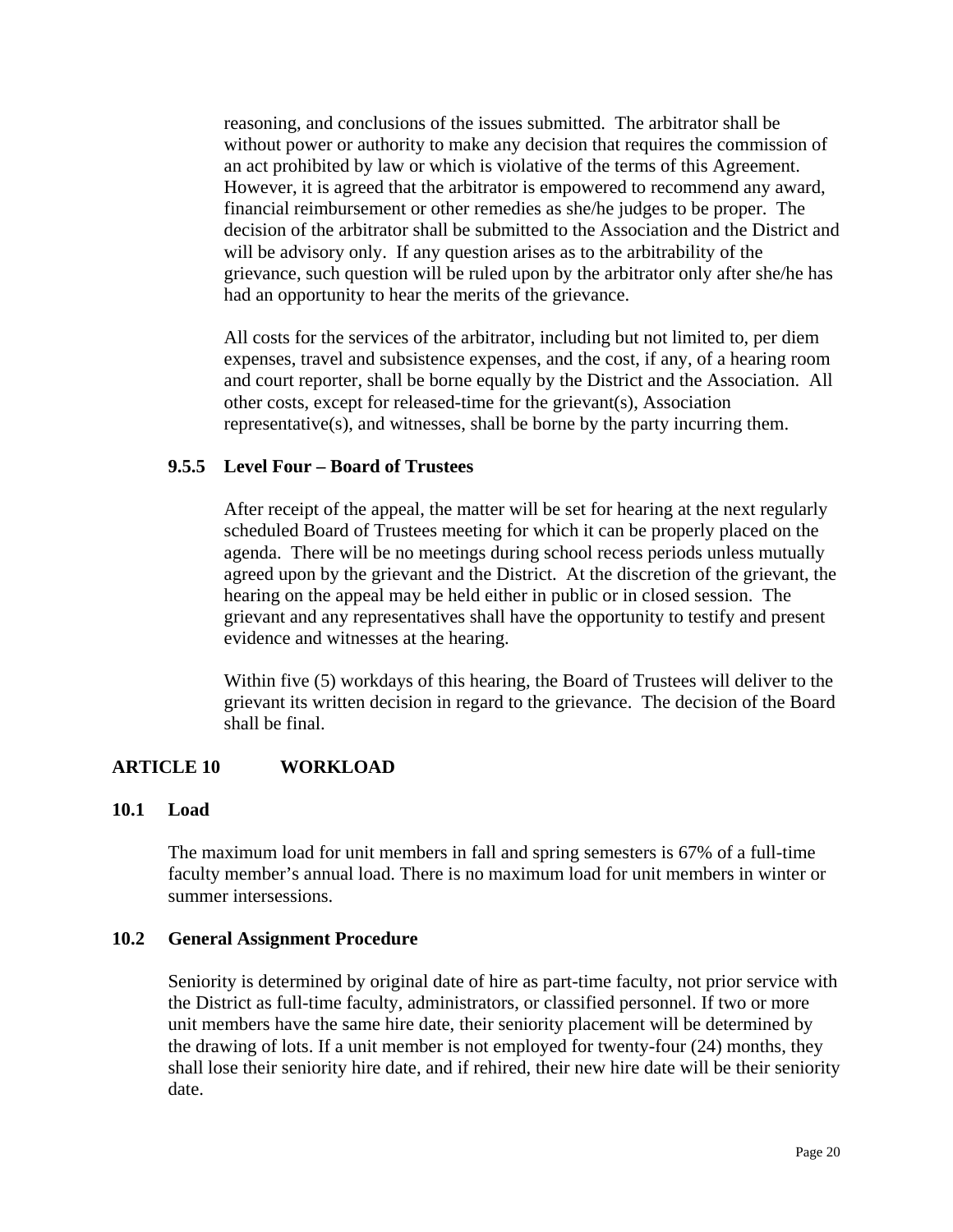reasoning, and conclusions of the issues submitted. The arbitrator shall be without power or authority to make any decision that requires the commission of an act prohibited by law or which is violative of the terms of this Agreement. However, it is agreed that the arbitrator is empowered to recommend any award, financial reimbursement or other remedies as she/he judges to be proper. The decision of the arbitrator shall be submitted to the Association and the District and will be advisory only. If any question arises as to the arbitrability of the grievance, such question will be ruled upon by the arbitrator only after she/he has had an opportunity to hear the merits of the grievance.

All costs for the services of the arbitrator, including but not limited to, per diem expenses, travel and subsistence expenses, and the cost, if any, of a hearing room and court reporter, shall be borne equally by the District and the Association. All other costs, except for released-time for the grievant(s), Association representative(s), and witnesses, shall be borne by the party incurring them.

#### 9.5.5 Level Four – Board of Trustees

After receipt of the appeal, the matter will be set for hearing at the next regularly scheduled Board of Trustees meeting for which it can be properly placed on the agenda. There will be no meetings during school recess periods unless mutually agreed upon by the grievant and the District. At the discretion of the grievant, the hearing on the appeal may be held either in public or in closed session. The grievant and any representatives shall have the opportunity to testify and present evidence and witnesses at the hearing.

Within five (5) workdays of this hearing, the Board of Trustees will deliver to the grievant its written decision in regard to the grievance. The decision of the Board shall be final.

## ARTICLE 10 WORKLOAD

### 10.1 Load

The maximum load for unit members in fall and spring semesters is 67% of a full-time faculty member's annual load. There is no maximum load for unit members in winter or summer intersessions.

### 10.2 General Assignment Procedure

Seniority is determined by original date of hire as part-time faculty, not prior service with the District as full-time faculty, administrators, or classified personnel. If two or more unit members have the same hire date, their seniority placement will be determined by the drawing of lots. If a unit member is not employed for twenty-four (24) months, they shall lose their seniority hire date, and if rehired, their new hire date will be their seniority date.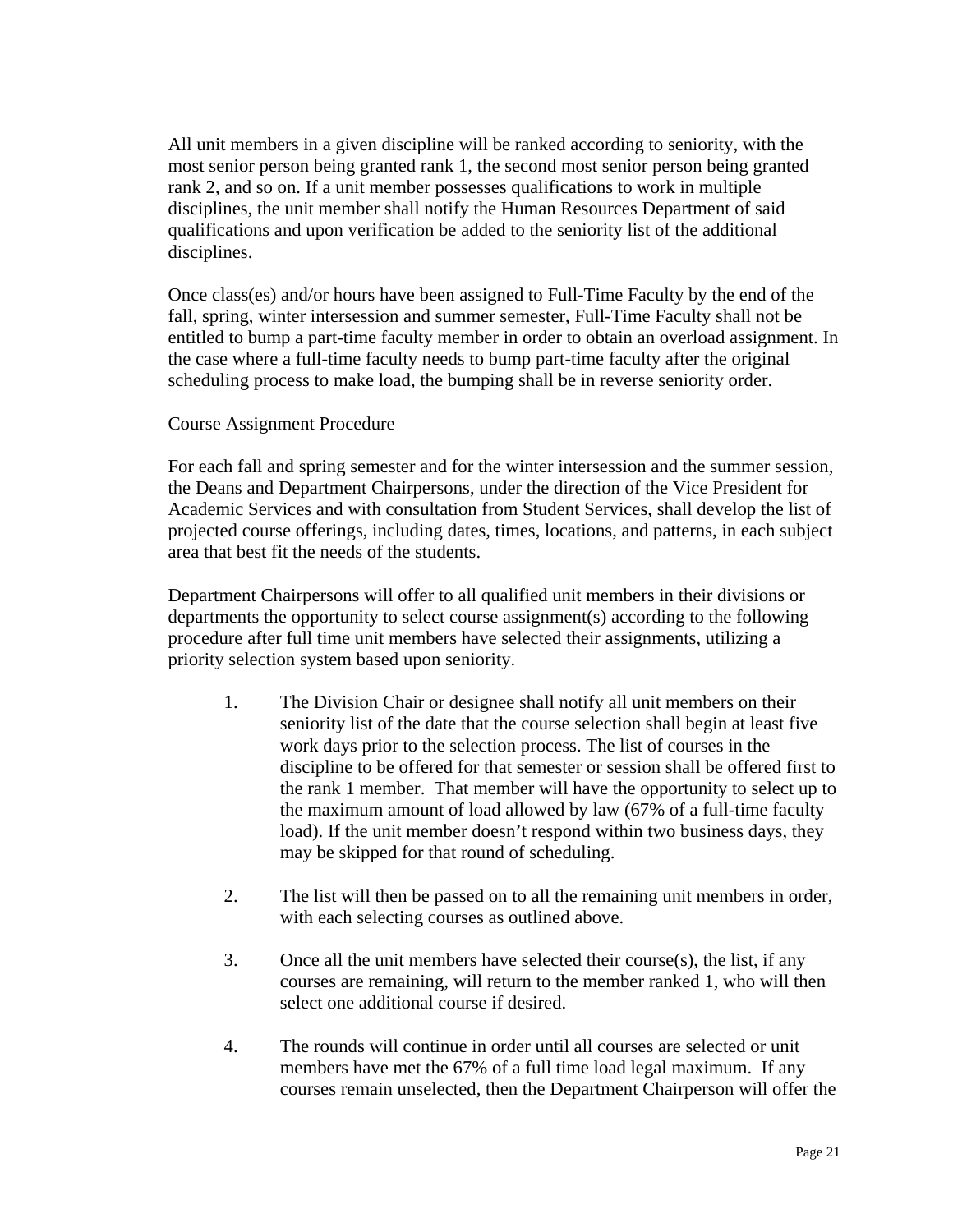All unit members in a given discipline will be ranked according to seniority, with the most senior person being granted rank 1, the second most senior person being granted rank 2, and so on. If a unit member possesses qualifications to work in multiple disciplines, the unit member shall notify the Human Resources Department of said qualifications and upon verification be added to the seniority list of the additional disciplines.

Once class(es) and/or hours have been assigned to Full-Time Faculty by the end of the fall, spring, winter intersession and summer semester, Full-Time Faculty shall not be entitled to bump a part-time faculty member in order to obtain an overload assignment. In the case where a full-time faculty needs to bump part-time faculty after the original scheduling process to make load, the bumping shall be in reverse seniority order.

Course Assignment Procedure

For each fall and spring semester and for the winter intersession and the summer session, the Deans and Department Chairpersons, under the direction of the Vice President for Academic Services and with consultation from Student Services, shall develop the list of projected course offerings, including dates, times, locations, and patterns, in each subject area that best fit the needs of the students.

Department Chairpersons will offer to all qualified unit members in their divisions or departments the opportunity to select course assignment(s) according to the following procedure after full time unit members have selected their assignments, utilizing a priority selection system based upon seniority.

1. The Division Chair or designee shall notify all unit members on their seniority list of the date that the course selection shall begin at least five work days prior to the selection process. The list of courses in the discipline to be offered for that semester or session shall be offered first to the rank 1 member. That member will have the opportunity to select up to the maximum amount of load allowed by law (67% of a full-time faculty load). If the unit member doesn't respond within two business days, they may be skipped for that round of scheduling.

2. The list will then be passed on to all the remaining unit members in order, with each selecting courses as outlined above.

3. Once all the unit members have selected their course(s), the list, if any courses are remaining, will return to the member ranked 1, who will then select one additional course if desired.

4. The rounds will continue in order until all courses are selected or unit members have met the 67% of a full time load legal maximum. If any courses remain unselected, then the Department Chairperson will offer the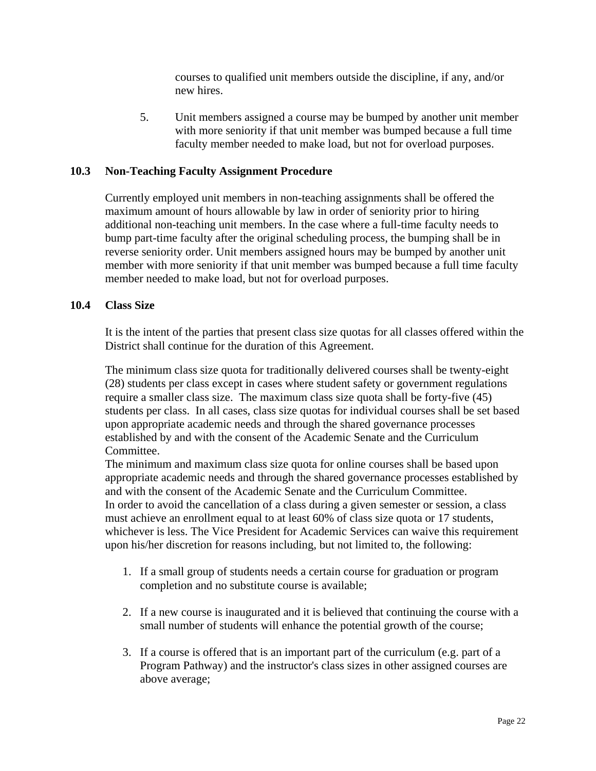courses to qualified unit members outside the discipline, if any, and/or new hires.

5. Unit members assigned a course may be bumped by another unit member with more seniority if that unit member was bumped because a full time faculty member needed to make load, but not for overload purposes.

## 10.3 Non-Teaching Faculty Assignment Procedure

Currently employed unit members in non-teaching assignments shall be offered the maximum amount of hours allowable by law in order of seniority prior to hiring additional non-teaching unit members. In the case where a full-time faculty needs to bump part-time faculty after the original scheduling process, the bumping shall be in reverse seniority order. Unit members assigned hours may be bumped by another unit member with more seniority if that unit member was bumped because a full time faculty member needed to make load, but not for overload purposes.

## 10.4 Class Size

It is the intent of the parties that present class size quotas for all classes offered within the District shall continue for the duration of this Agreement.

The minimum class size quota for traditionally delivered courses shall be twenty-eight (28) students per class except in cases where student safety or government regulations require a smaller class size. The maximum class size quota shall be forty-five (45) students per class. In all cases, class size quotas for individual courses shall be set based upon appropriate academic needs and through the shared governance processes established by and with the consent of the Academic Senate and the Curriculum Committee.

The minimum and maximum class size quota for online courses shall be based upon appropriate academic needs and through the shared governance processes established by and with the consent of the Academic Senate and the Curriculum Committee.

In order to avoid the cancellation of a class during a given semester or session, a class must achieve an enrollment equal to at least 60% of class size quota or 17 students, whichever is less. The Vice President for Academic Services can waive this requirement upon his/her discretion for reasons including, but not limited to, the following:

1. If a small group of students needs a certain course for graduation or program completion and no substitute course is available;

2. If a new course is inaugurated and it is believed that continuing the course with a small number of students will enhance the potential growth of the course;

3. If a course is offered that is an important part of the curriculum (e.g. part of a Program Pathway) and the instructor's class sizes in other assigned courses are above average;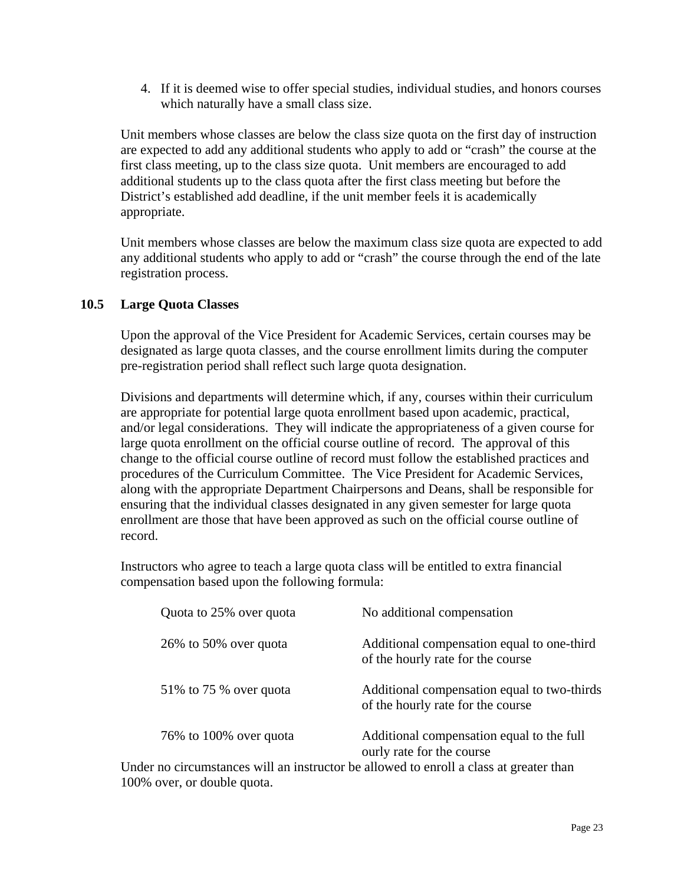4. If it is deemed wise to offer special studies, individual studies, and honors courses which naturally have a small class size.

Unit members whose classes are below the class size quota on the first day of instruction are expected to add any additional students who apply to add or "crash" the course at the first class meeting, up to the class size quota. Unit members are encouraged to add additional students up to the class quota after the first class meeting but before the District's established add deadline, if the unit member feels it is academically appropriate.

Unit members whose classes are below the maximum class size quota are expected to add any additional students who apply to add or "crash" the course through the end of the late registration process.

### 10.5 Large Quota Classes

Upon the approval of the Vice President for Academic Services, certain courses may be designated as large quota classes, and the course enrollment limits during the computer pre-registration period shall reflect such large quota designation.

Divisions and departments will determine which, if any, courses within their curriculum are appropriate for potential large quota enrollment based upon academic, practical, and/or legal considerations. They will indicate the appropriateness of a given course for large quota enrollment on the official course outline of record. The approval of this change to the official course outline of record must follow the established practices and procedures of the Curriculum Committee. The Vice President for Academic Services, along with the appropriate Department Chairpersons and Deans, shall be responsible for ensuring that the individual classes designated in any given semester for large quota enrollment are those that have been approved as such on the official course outline of record.

Instructors who agree to teach a large quota class will be entitled to extra financial compensation based upon the following formula:

| | |
|---|---|
| Quota to 25% over quota | No additional compensation |
| 26% to 50% over quota | Additional compensation equal to one-third of the hourly rate for the course |
| 51% to 75 % over quota | Additional compensation equal to two-thirds of the hourly rate for the course |
| 76% to 100% over quota | Additional compensation equal to the full ourly rate for the course |

Under no circumstances will an instructor be allowed to enroll a class at greater than 100% over, or double quota.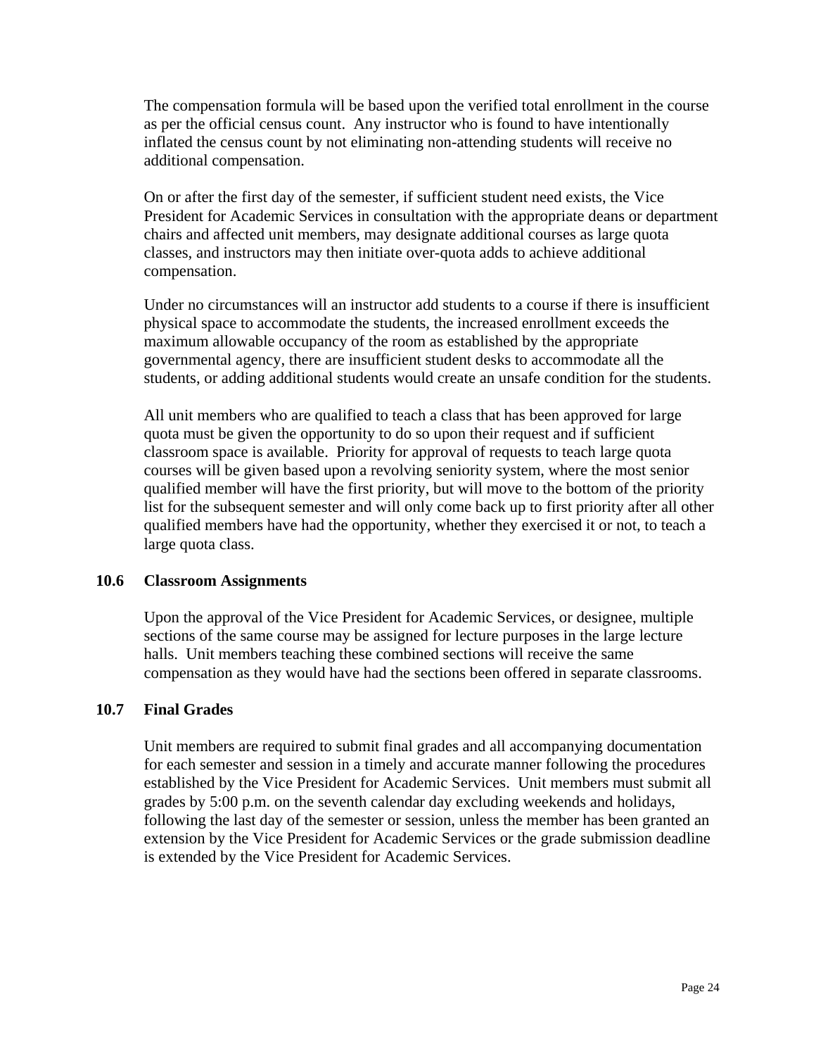The compensation formula will be based upon the verified total enrollment in the course as per the official census count. Any instructor who is found to have intentionally inflated the census count by not eliminating non-attending students will receive no additional compensation.

On or after the first day of the semester, if sufficient student need exists, the Vice President for Academic Services in consultation with the appropriate deans or department chairs and affected unit members, may designate additional courses as large quota classes, and instructors may then initiate over-quota adds to achieve additional compensation.

Under no circumstances will an instructor add students to a course if there is insufficient physical space to accommodate the students, the increased enrollment exceeds the maximum allowable occupancy of the room as established by the appropriate governmental agency, there are insufficient student desks to accommodate all the students, or adding additional students would create an unsafe condition for the students.

All unit members who are qualified to teach a class that has been approved for large quota must be given the opportunity to do so upon their request and if sufficient classroom space is available. Priority for approval of requests to teach large quota courses will be given based upon a revolving seniority system, where the most senior qualified member will have the first priority, but will move to the bottom of the priority list for the subsequent semester and will only come back up to first priority after all other qualified members have had the opportunity, whether they exercised it or not, to teach a large quota class.

### 10.6 Classroom Assignments

Upon the approval of the Vice President for Academic Services, or designee, multiple sections of the same course may be assigned for lecture purposes in the large lecture halls. Unit members teaching these combined sections will receive the same compensation as they would have had the sections been offered in separate classrooms.

### 10.7 Final Grades

Unit members are required to submit final grades and all accompanying documentation for each semester and session in a timely and accurate manner following the procedures established by the Vice President for Academic Services. Unit members must submit all grades by 5:00 p.m. on the seventh calendar day excluding weekends and holidays, following the last day of the semester or session, unless the member has been granted an extension by the Vice President for Academic Services or the grade submission deadline is extended by the Vice President for Academic Services.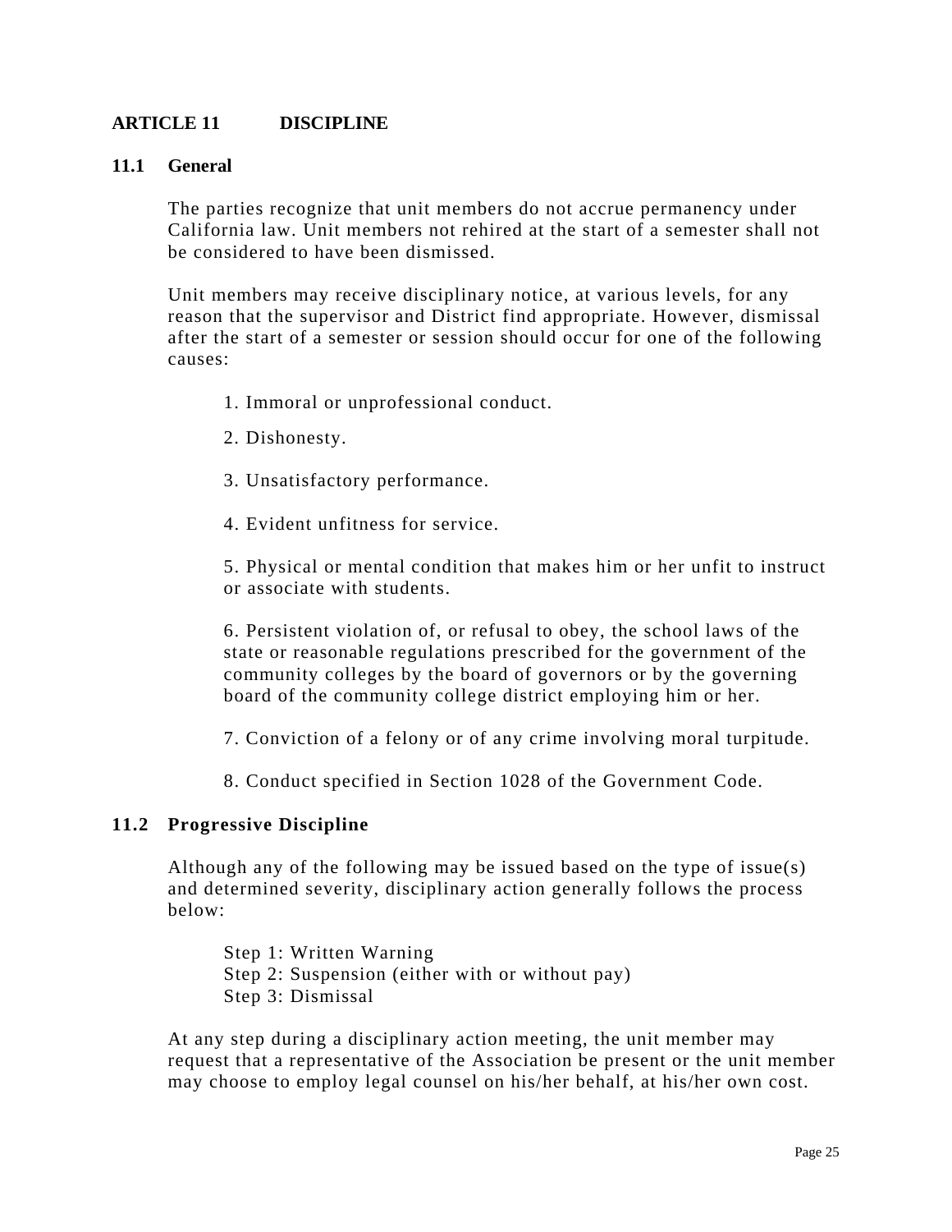## ARTICLE 11 DISCIPLINE

### 11.1 General

The parties recognize that unit members do not accrue permanency under California law. Unit members not rehired at the start of a semester shall not be considered to have been dismissed.

Unit members may receive disciplinary notice, at various levels, for any reason that the supervisor and District find appropriate. However, dismissal after the start of a semester or session should occur for one of the following causes:

1. Immoral or unprofessional conduct.
2. Dishonesty.
3. Unsatisfactory performance.
4. Evident unfitness for service.
5. Physical or mental condition that makes him or her unfit to instruct or associate with students.
6. Persistent violation of, or refusal to obey, the school laws of the state or reasonable regulations prescribed for the government of the community colleges by the board of governors or by the governing board of the community college district employing him or her.
7. Conviction of a felony or of any crime involving moral turpitude.
8. Conduct specified in Section 1028 of the Government Code.

### 11.2 Progressive Discipline

Although any of the following may be issued based on the type of issue(s) and determined severity, disciplinary action generally follows the process below:

Step 1: Written Warning
Step 2: Suspension (either with or without pay)
Step 3: Dismissal

At any step during a disciplinary action meeting, the unit member may request that a representative of the Association be present or the unit member may choose to employ legal counsel on his/her behalf, at his/her own cost.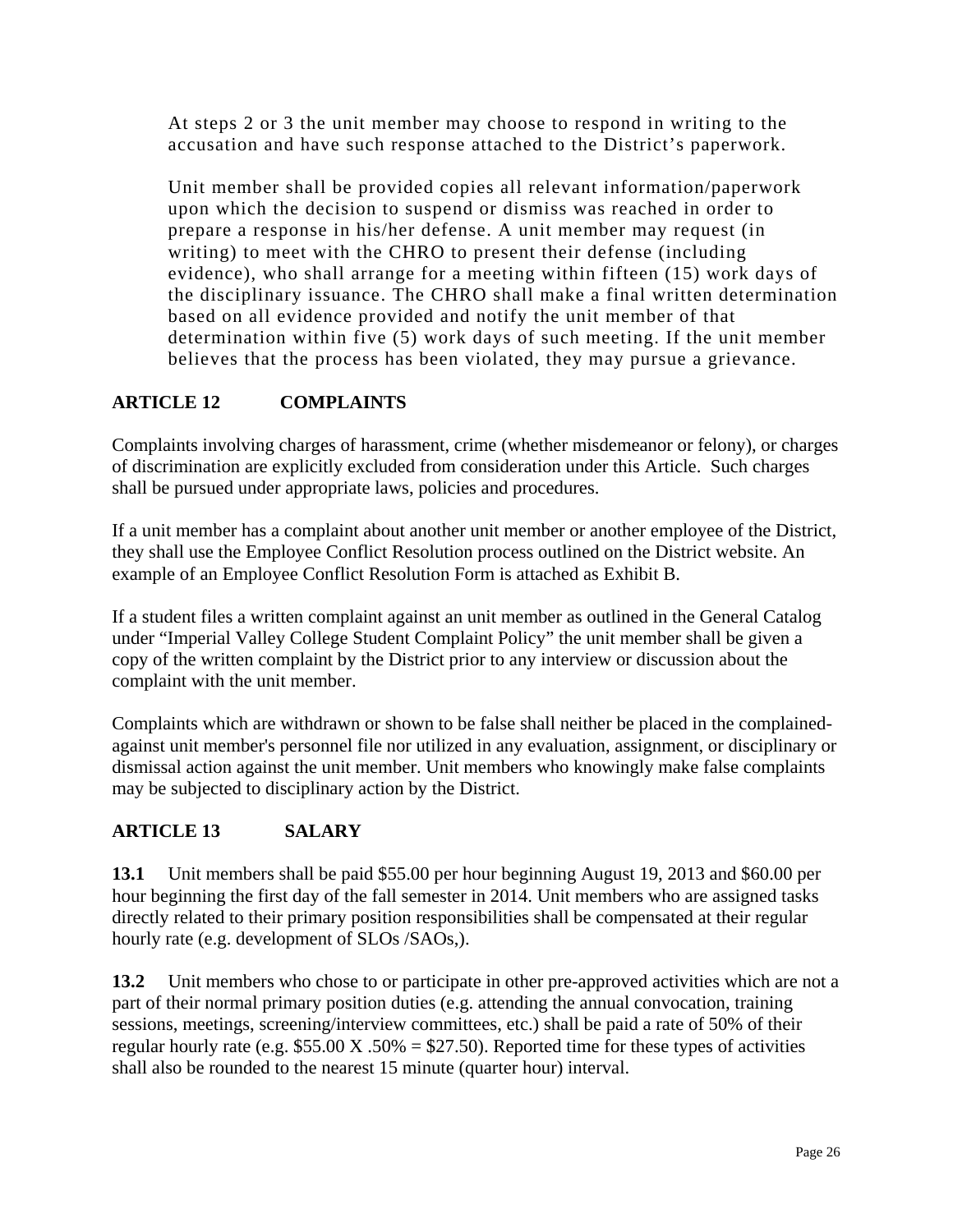At steps 2 or 3 the unit member may choose to respond in writing to the accusation and have such response attached to the District's paperwork.

Unit member shall be provided copies all relevant information/paperwork upon which the decision to suspend or dismiss was reached in order to prepare a response in his/her defense. A unit member may request (in writing) to meet with the CHRO to present their defense (including evidence), who shall arrange for a meeting within fifteen (15) work days of the disciplinary issuance. The CHRO shall make a final written determination based on all evidence provided and notify the unit member of that determination within five (5) work days of such meeting. If the unit member believes that the process has been violated, they may pursue a grievance.

## ARTICLE 12 COMPLAINTS

Complaints involving charges of harassment, crime (whether misdemeanor or felony), or charges of discrimination are explicitly excluded from consideration under this Article. Such charges shall be pursued under appropriate laws, policies and procedures.

If a unit member has a complaint about another unit member or another employee of the District, they shall use the Employee Conflict Resolution process outlined on the District website. An example of an Employee Conflict Resolution Form is attached as Exhibit B.

If a student files a written complaint against an unit member as outlined in the General Catalog under "Imperial Valley College Student Complaint Policy" the unit member shall be given a copy of the written complaint by the District prior to any interview or discussion about the complaint with the unit member.

Complaints which are withdrawn or shown to be false shall neither be placed in the complained-against unit member's personnel file nor utilized in any evaluation, assignment, or disciplinary or dismissal action against the unit member. Unit members who knowingly make false complaints may be subjected to disciplinary action by the District.

## ARTICLE 13 SALARY

**13.1** Unit members shall be paid $55.00 per hour beginning August 19, 2013 and $60.00 per hour beginning the first day of the fall semester in 2014. Unit members who are assigned tasks directly related to their primary position responsibilities shall be compensated at their regular hourly rate (e.g. development of SLOs /SAOs,).

**13.2** Unit members who chose to or participate in other pre-approved activities which are not a part of their normal primary position duties (e.g. attending the annual convocation, training sessions, meetings, screening/interview committees, etc.) shall be paid a rate of 50% of their regular hourly rate (e.g. $55.00 X .50% = $27.50). Reported time for these types of activities shall also be rounded to the nearest 15 minute (quarter hour) interval.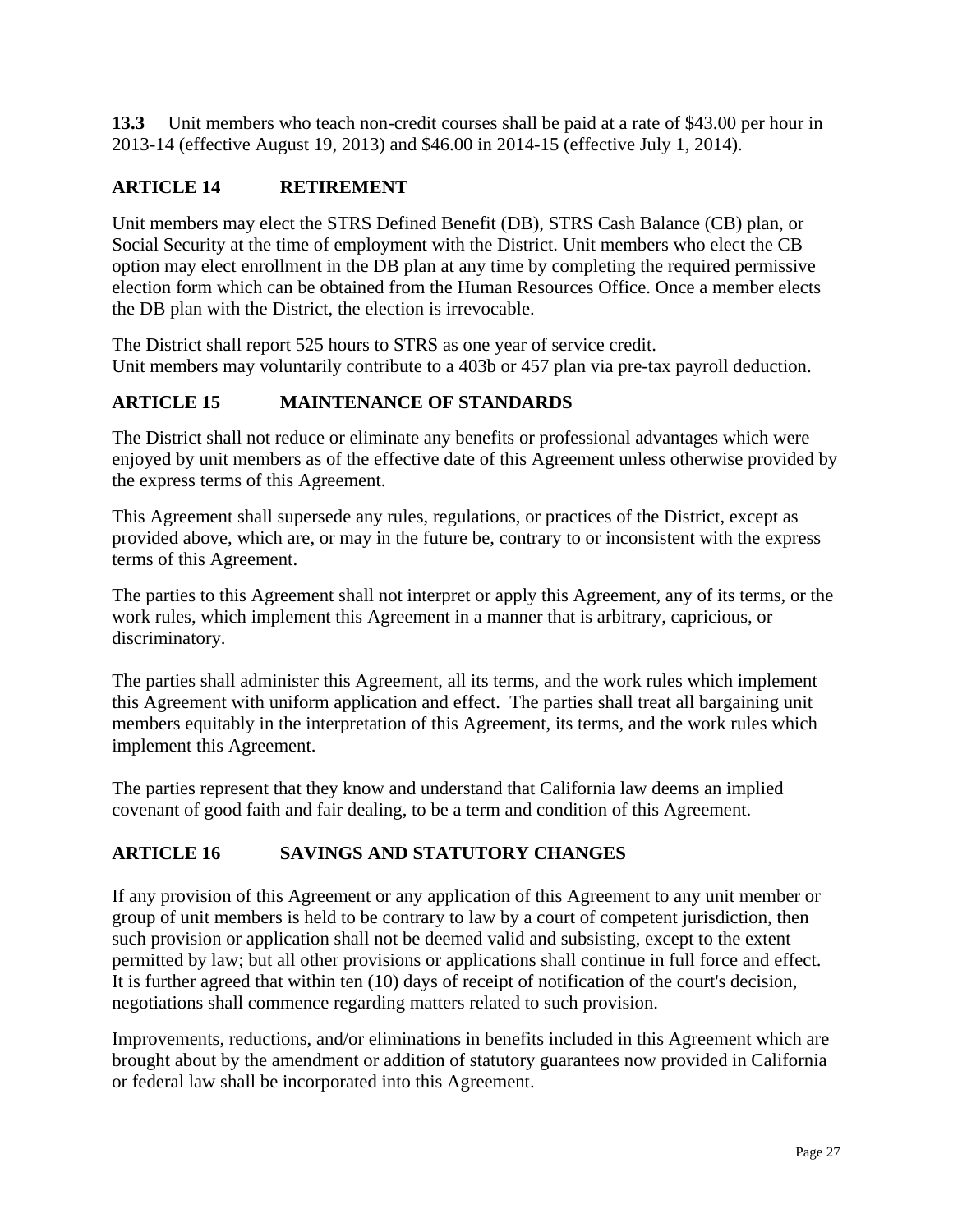**13.3** Unit members who teach non-credit courses shall be paid at a rate of $43.00 per hour in 2013-14 (effective August 19, 2013) and $46.00 in 2014-15 (effective July 1, 2014).

## ARTICLE 14 RETIREMENT

Unit members may elect the STRS Defined Benefit (DB), STRS Cash Balance (CB) plan, or Social Security at the time of employment with the District. Unit members who elect the CB option may elect enrollment in the DB plan at any time by completing the required permissive election form which can be obtained from the Human Resources Office. Once a member elects the DB plan with the District, the election is irrevocable.

The District shall report 525 hours to STRS as one year of service credit.
Unit members may voluntarily contribute to a 403b or 457 plan via pre-tax payroll deduction.

## ARTICLE 15 MAINTENANCE OF STANDARDS

The District shall not reduce or eliminate any benefits or professional advantages which were enjoyed by unit members as of the effective date of this Agreement unless otherwise provided by the express terms of this Agreement.

This Agreement shall supersede any rules, regulations, or practices of the District, except as provided above, which are, or may in the future be, contrary to or inconsistent with the express terms of this Agreement.

The parties to this Agreement shall not interpret or apply this Agreement, any of its terms, or the work rules, which implement this Agreement in a manner that is arbitrary, capricious, or discriminatory.

The parties shall administer this Agreement, all its terms, and the work rules which implement this Agreement with uniform application and effect. The parties shall treat all bargaining unit members equitably in the interpretation of this Agreement, its terms, and the work rules which implement this Agreement.

The parties represent that they know and understand that California law deems an implied covenant of good faith and fair dealing, to be a term and condition of this Agreement.

## ARTICLE 16 SAVINGS AND STATUTORY CHANGES

If any provision of this Agreement or any application of this Agreement to any unit member or group of unit members is held to be contrary to law by a court of competent jurisdiction, then such provision or application shall not be deemed valid and subsisting, except to the extent permitted by law; but all other provisions or applications shall continue in full force and effect. It is further agreed that within ten (10) days of receipt of notification of the court's decision, negotiations shall commence regarding matters related to such provision.

Improvements, reductions, and/or eliminations in benefits included in this Agreement which are brought about by the amendment or addition of statutory guarantees now provided in California or federal law shall be incorporated into this Agreement.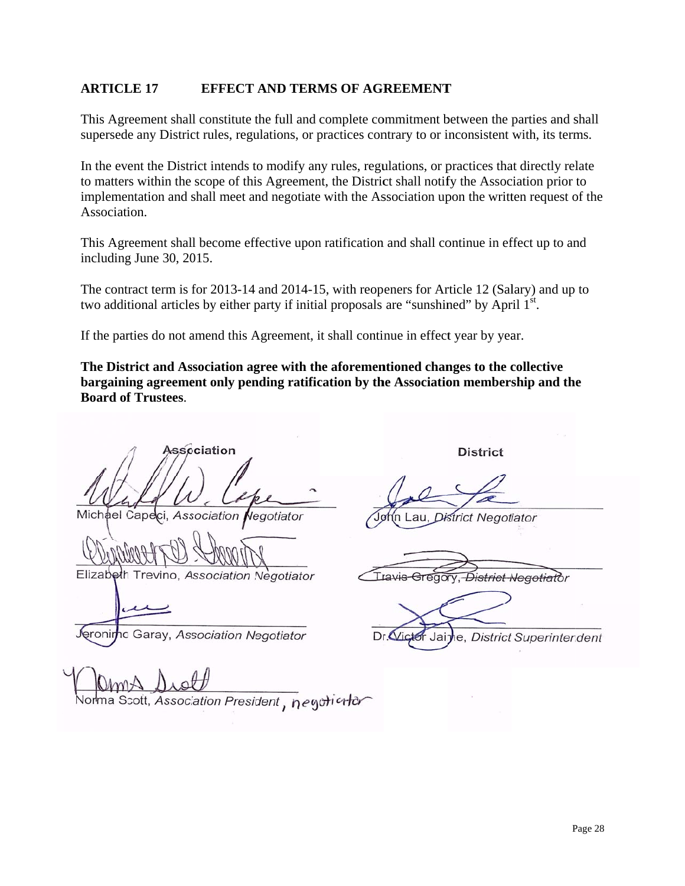## ARTICLE 17 EFFECT AND TERMS OF AGREEMENT

This Agreement shall constitute the full and complete commitment between the parties and shall supersede any District rules, regulations, or practices contrary to or inconsistent with, its terms.

In the event the District intends to modify any rules, regulations, or practices that directly relate to matters within the scope of this Agreement, the District shall notify the Association prior to implementation and shall meet and negotiate with the Association upon the written request of the Association.

This Agreement shall become effective upon ratification and shall continue in effect up to and including June 30, 2015.

The contract term is for 2013-14 and 2014-15, with reopeners for Article 12 (Salary) and up to two additional articles by either party if initial proposals are "sunshined" by April 1st.

If the parties do not amend this Agreement, it shall continue in effect year by year.

**The District and Association agree with the aforementioned changes to the collective bargaining agreement only pending ratification by the Association membership and the Board of Trustees.**

| Association | District |
|---|---|
| Michael Capeci, *Association Negotiator* | John Lau, *District Negotiator* |
| Elizabeth Trevino, *Association Negotiator* | ~~Travis Gregory, *District Negotiator*~~ |
| Jeronimo Garay, *Association Negotiator* | Dr. Victor Jaime, *District Superintendent* |
| Norma Scott, *Association President*, negotiator | |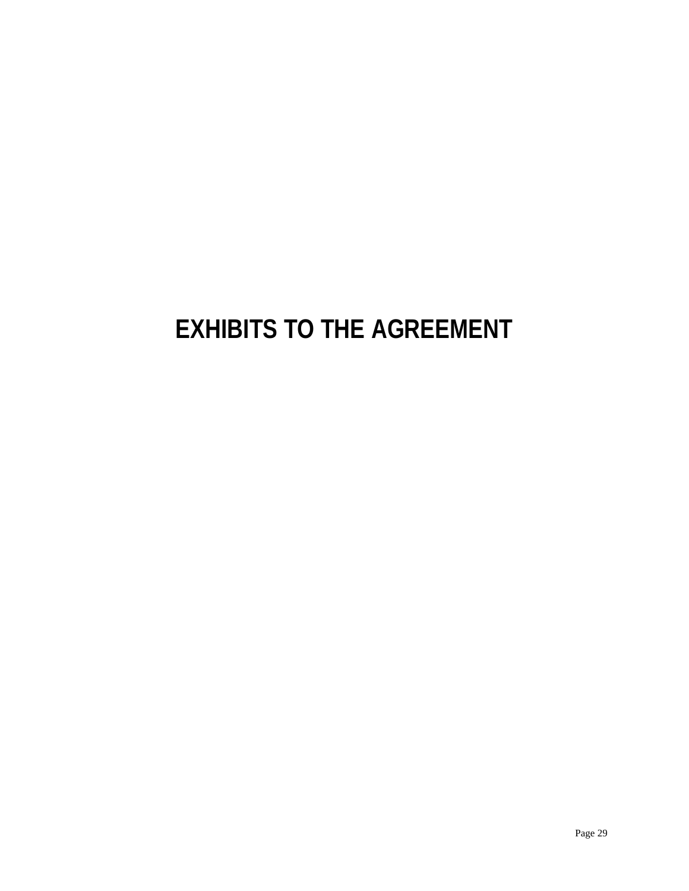# EXHIBITS TO THE AGREEMENT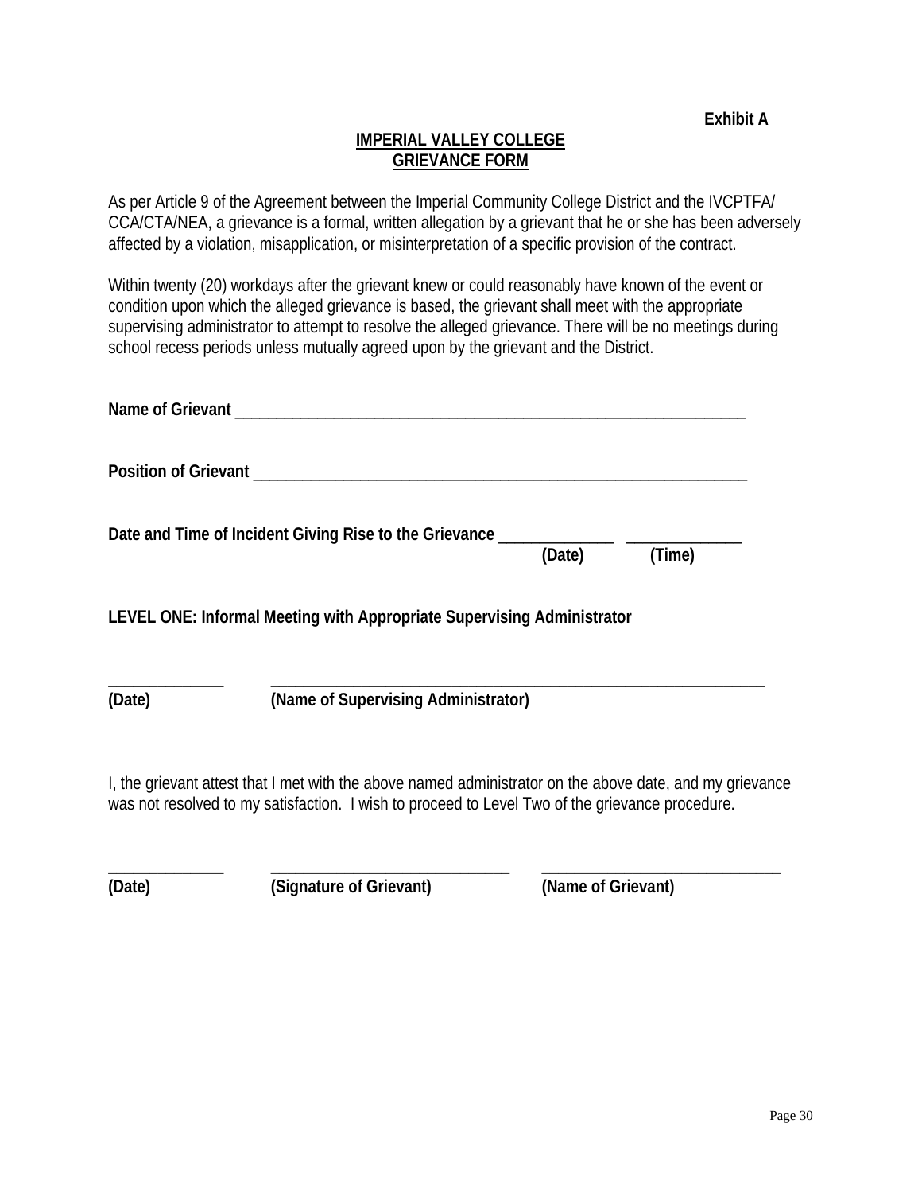**Exhibit A**

**IMPERIAL VALLEY COLLEGE**
**GRIEVANCE FORM**

As per Article 9 of the Agreement between the Imperial Community College District and the IVCPTFA/ CCA/CTA/NEA, a grievance is a formal, written allegation by a grievant that he or she has been adversely affected by a violation, misapplication, or misinterpretation of a specific provision of the contract.

Within twenty (20) workdays after the grievant knew or could reasonably have known of the event or condition upon which the alleged grievance is based, the grievant shall meet with the appropriate supervising administrator to attempt to resolve the alleged grievance. There will be no meetings during school recess periods unless mutually agreed upon by the grievant and the District.

**Name of Grievant** ___________________________________________________________________

**Position of Grievant** _________________________________________________________________

**Date and Time of Incident Giving Rise to the Grievance** _______________ _______________
**(Date) (Time)**

**LEVEL ONE: Informal Meeting with Appropriate Supervising Administrator**

_______________ _________________________________________________________________
**(Date) (Name of Supervising Administrator)**

I, the grievant attest that I met with the above named administrator on the above date, and my grievance was not resolved to my satisfaction. I wish to proceed to Level Two of the grievance procedure.

_______________ _______________________________ _______________________________
**(Date) (Signature of Grievant) (Name of Grievant)**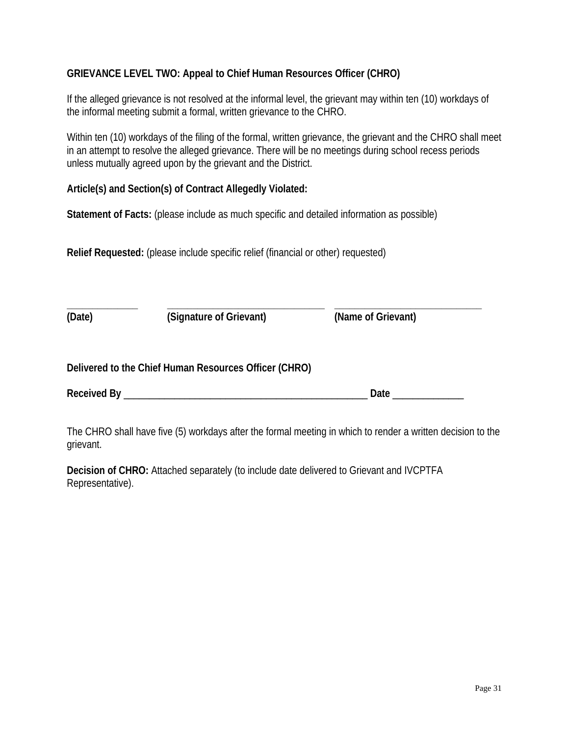**GRIEVANCE LEVEL TWO: Appeal to Chief Human Resources Officer (CHRO)**

If the alleged grievance is not resolved at the informal level, the grievant may within ten (10) workdays of the informal meeting submit a formal, written grievance to the CHRO.

Within ten (10) workdays of the filing of the formal, written grievance, the grievant and the CHRO shall meet in an attempt to resolve the alleged grievance. There will be no meetings during school recess periods unless mutually agreed upon by the grievant and the District.

**Article(s) and Section(s) of Contract Allegedly Violated:**

**Statement of Facts:** (please include as much specific and detailed information as possible)

**Relief Requested:** (please include specific relief (financial or other) requested)

| ______________ | ________________________________ | ______________________________ |
|---|---|---|
| **(Date)** | **(Signature of Grievant)** | **(Name of Grievant)** |

**Delivered to the Chief Human Resources Officer (CHRO)**

**Received By** __________________________________________________ **Date** ______________

The CHRO shall have five (5) workdays after the formal meeting in which to render a written decision to the grievant.

**Decision of CHRO:** Attached separately (to include date delivered to Grievant and IVCPTFA Representative).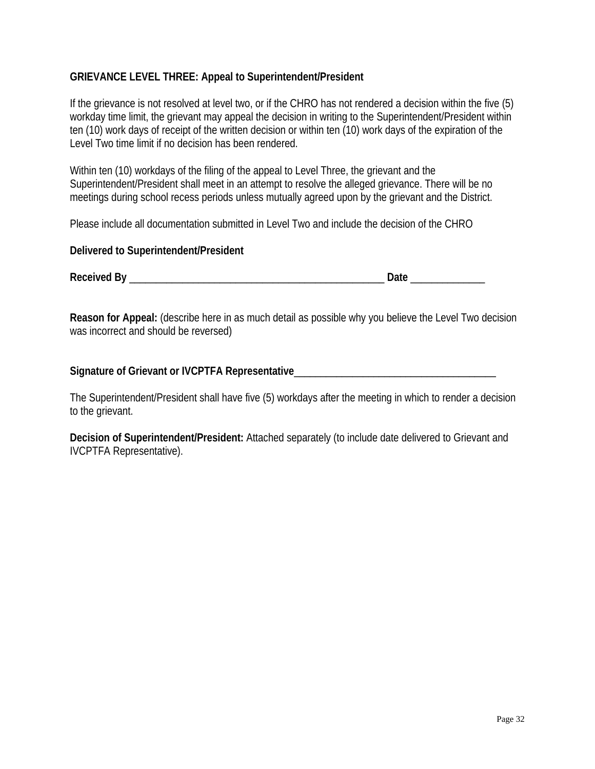**GRIEVANCE LEVEL THREE: Appeal to Superintendent/President**

If the grievance is not resolved at level two, or if the CHRO has not rendered a decision within the five (5) workday time limit, the grievant may appeal the decision in writing to the Superintendent/President within ten (10) work days of receipt of the written decision or within ten (10) work days of the expiration of the Level Two time limit if no decision has been rendered.

Within ten (10) workdays of the filing of the appeal to Level Three, the grievant and the Superintendent/President shall meet in an attempt to resolve the alleged grievance. There will be no meetings during school recess periods unless mutually agreed upon by the grievant and the District.

Please include all documentation submitted in Level Two and include the decision of the CHRO

**Delivered to Superintendent/President**

**Received By** __________________________________________________ **Date** ______________

**Reason for Appeal:** (describe here in as much detail as possible why you believe the Level Two decision was incorrect and should be reversed)

**Signature of Grievant or IVCPTFA Representative**_______________________________________

The Superintendent/President shall have five (5) workdays after the meeting in which to render a decision to the grievant.

**Decision of Superintendent/President:** Attached separately (to include date delivered to Grievant and IVCPTFA Representative).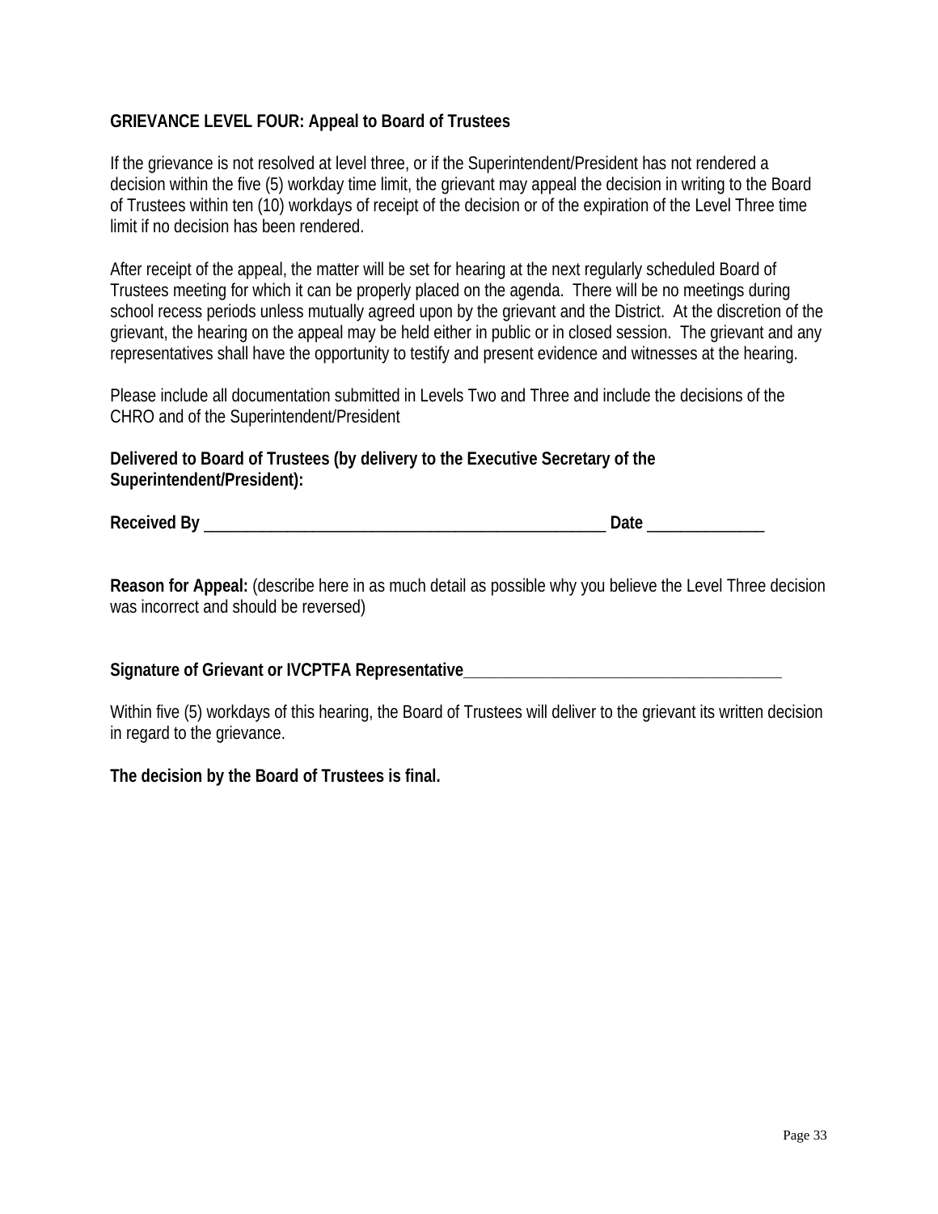**GRIEVANCE LEVEL FOUR: Appeal to Board of Trustees**

If the grievance is not resolved at level three, or if the Superintendent/President has not rendered a decision within the five (5) workday time limit, the grievant may appeal the decision in writing to the Board of Trustees within ten (10) workdays of receipt of the decision or of the expiration of the Level Three time limit if no decision has been rendered.

After receipt of the appeal, the matter will be set for hearing at the next regularly scheduled Board of Trustees meeting for which it can be properly placed on the agenda. There will be no meetings during school recess periods unless mutually agreed upon by the grievant and the District. At the discretion of the grievant, the hearing on the appeal may be held either in public or in closed session. The grievant and any representatives shall have the opportunity to testify and present evidence and witnesses at the hearing.

Please include all documentation submitted in Levels Two and Three and include the decisions of the CHRO and of the Superintendent/President

**Delivered to Board of Trustees (by delivery to the Executive Secretary of the Superintendent/President):**

**Received By** ______________________________________________ **Date** _____________

**Reason for Appeal:** (describe here in as much detail as possible why you believe the Level Three decision was incorrect and should be reversed)

**Signature of Grievant or IVCPTFA Representative**____________________________________

Within five (5) workdays of this hearing, the Board of Trustees will deliver to the grievant its written decision in regard to the grievance.

**The decision by the Board of Trustees is final.**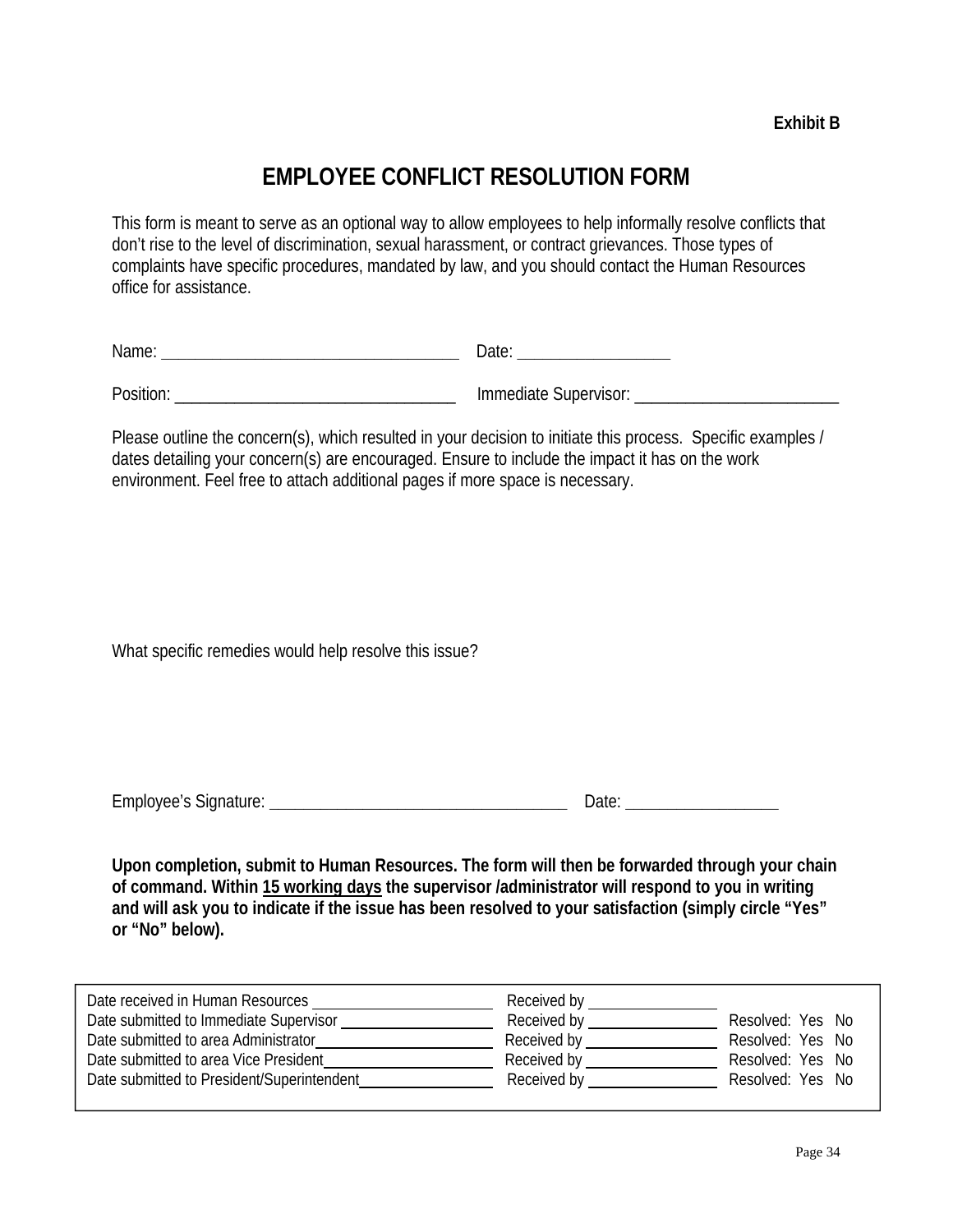**Exhibit B**

# EMPLOYEE CONFLICT RESOLUTION FORM

This form is meant to serve as an optional way to allow employees to help informally resolve conflicts that don't rise to the level of discrimination, sexual harassment, or contract grievances. Those types of complaints have specific procedures, mandated by law, and you should contact the Human Resources office for assistance.

Name: ___________________________________ Date: _________________

Position: _________________________________ Immediate Supervisor: ________________________

Please outline the concern(s), which resulted in your decision to initiate this process. Specific examples / dates detailing your concern(s) are encouraged. Ensure to include the impact it has on the work environment. Feel free to attach additional pages if more space is necessary.

What specific remedies would help resolve this issue?

Employee's Signature: ___________________________________ Date: _________________

**Upon completion, submit to Human Resources. The form will then be forwarded through your chain of command. Within <u>15 working days</u> the supervisor /administrator will respond to you in writing and will ask you to indicate if the issue has been resolved to your satisfaction (simply circle "Yes" or "No" below).**

| | | |
|---|---|---|
| Date received in Human Resources ______________________ | Received by _______________ | |
| Date submitted to Immediate Supervisor __________________ | Received by _______________ | Resolved: Yes No |
| Date submitted to area Administrator_____________________ | Received by _______________ | Resolved: Yes No |
| Date submitted to area Vice President____________________ | Received by _______________ | Resolved: Yes No |
| Date submitted to President/Superintendent________________ | Received by _______________ | Resolved: Yes No |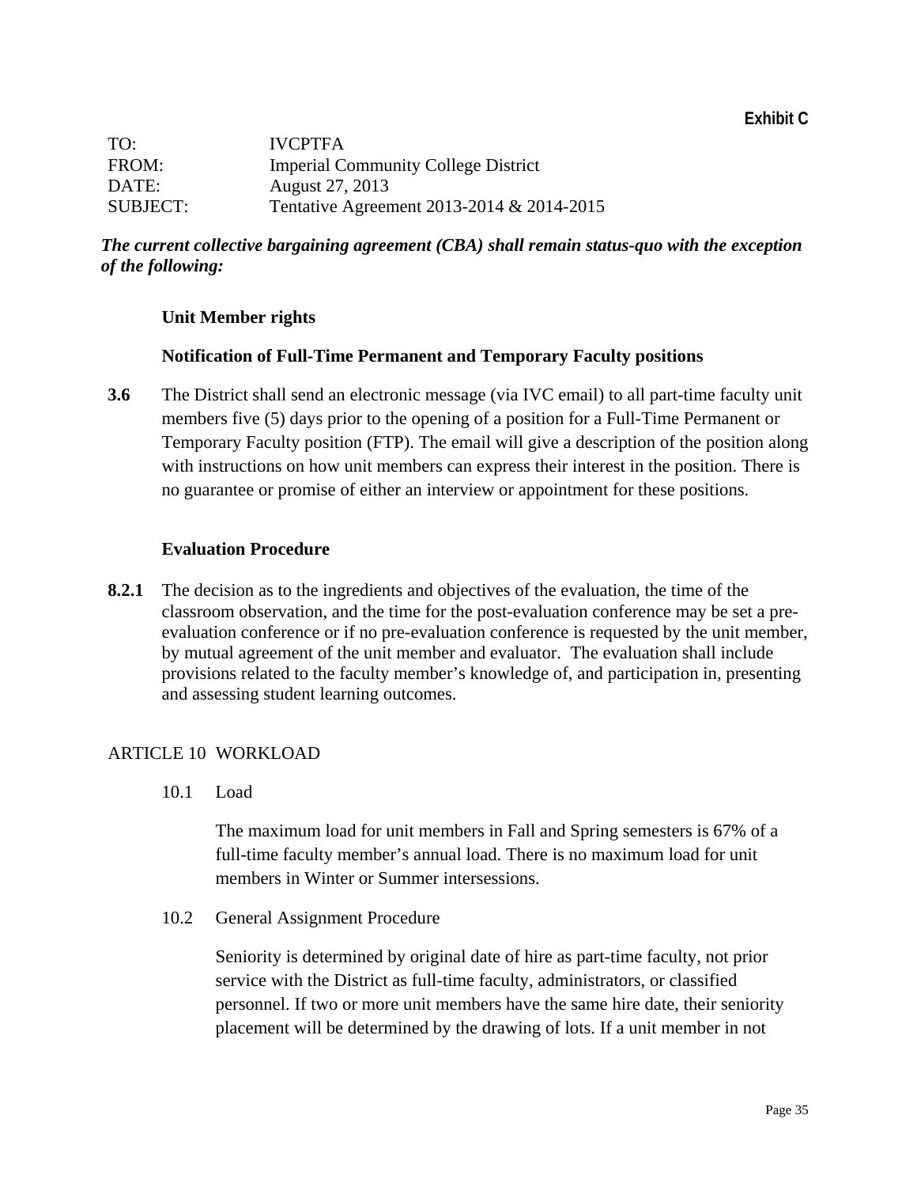**Exhibit C**

| | |
|---|---|
| TO: | IVCPTFA |
| FROM: | Imperial Community College District |
| DATE: | August 27, 2013 |
| SUBJECT: | Tentative Agreement 2013-2014 & 2014-2015 |

***The current collective bargaining agreement (CBA) shall remain status-quo with the exception of the following:***

**Unit Member rights**

**Notification of Full-Time Permanent and Temporary Faculty positions**

**3.6** The District shall send an electronic message (via IVC email) to all part-time faculty unit members five (5) days prior to the opening of a position for a Full-Time Permanent or Temporary Faculty position (FTP). The email will give a description of the position along with instructions on how unit members can express their interest in the position. There is no guarantee or promise of either an interview or appointment for these positions.

**Evaluation Procedure**

**8.2.1** The decision as to the ingredients and objectives of the evaluation, the time of the classroom observation, and the time for the post-evaluation conference may be set a pre-evaluation conference or if no pre-evaluation conference is requested by the unit member, by mutual agreement of the unit member and evaluator. The evaluation shall include provisions related to the faculty member's knowledge of, and participation in, presenting and assessing student learning outcomes.

ARTICLE 10 WORKLOAD

10.1 Load

The maximum load for unit members in Fall and Spring semesters is 67% of a full-time faculty member's annual load. There is no maximum load for unit members in Winter or Summer intersessions.

10.2 General Assignment Procedure

Seniority is determined by original date of hire as part-time faculty, not prior service with the District as full-time faculty, administrators, or classified personnel. If two or more unit members have the same hire date, their seniority placement will be determined by the drawing of lots. If a unit member in not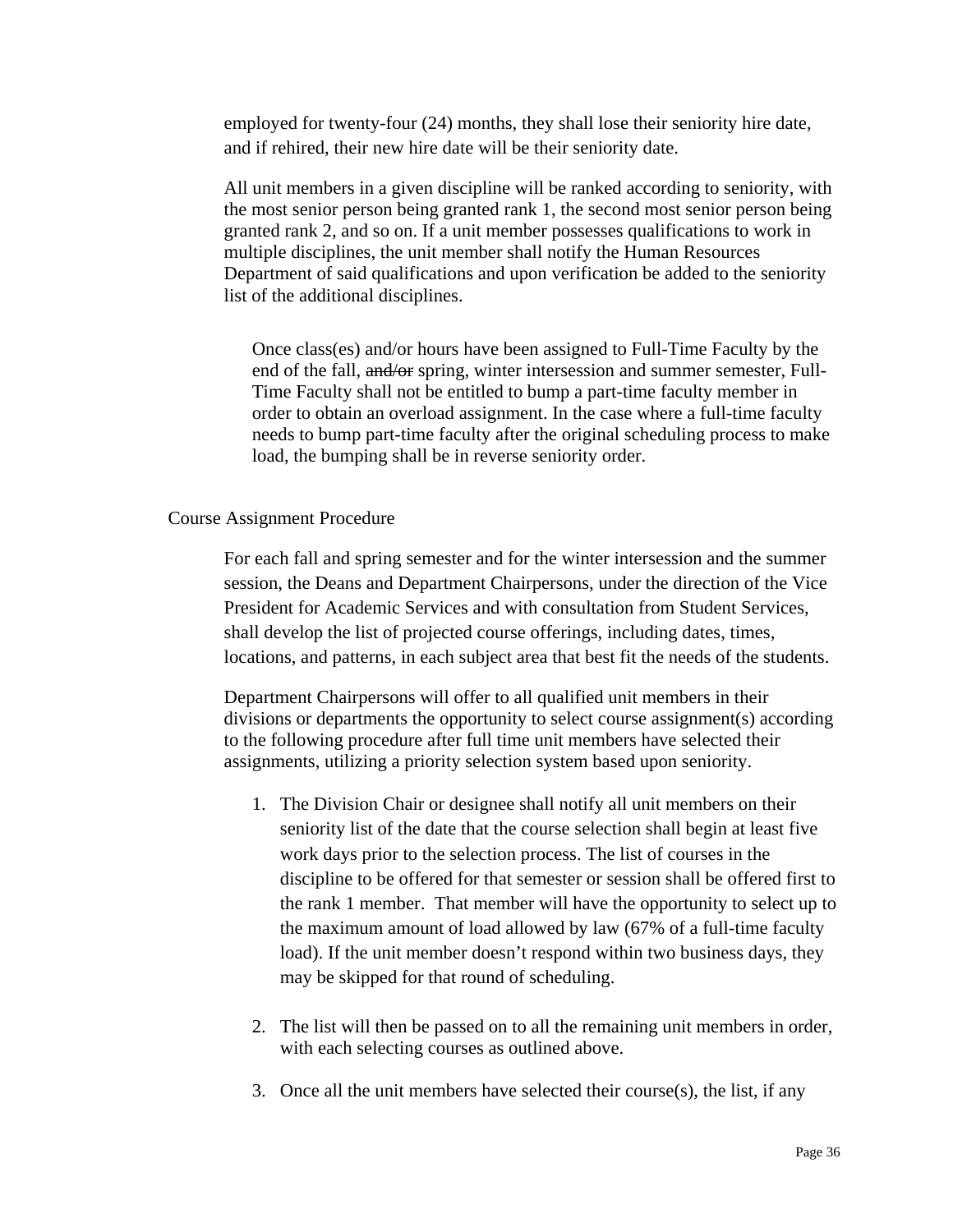employed for twenty-four (24) months, they shall lose their seniority hire date, and if rehired, their new hire date will be their seniority date.

All unit members in a given discipline will be ranked according to seniority, with the most senior person being granted rank 1, the second most senior person being granted rank 2, and so on. If a unit member possesses qualifications to work in multiple disciplines, the unit member shall notify the Human Resources Department of said qualifications and upon verification be added to the seniority list of the additional disciplines.

Once class(es) and/or hours have been assigned to Full-Time Faculty by the end of the fall, ~~and/or~~ spring, winter intersession and summer semester, Full-Time Faculty shall not be entitled to bump a part-time faculty member in order to obtain an overload assignment. In the case where a full-time faculty needs to bump part-time faculty after the original scheduling process to make load, the bumping shall be in reverse seniority order.

Course Assignment Procedure

For each fall and spring semester and for the winter intersession and the summer session, the Deans and Department Chairpersons, under the direction of the Vice President for Academic Services and with consultation from Student Services, shall develop the list of projected course offerings, including dates, times, locations, and patterns, in each subject area that best fit the needs of the students.

Department Chairpersons will offer to all qualified unit members in their divisions or departments the opportunity to select course assignment(s) according to the following procedure after full time unit members have selected their assignments, utilizing a priority selection system based upon seniority.

1. The Division Chair or designee shall notify all unit members on their seniority list of the date that the course selection shall begin at least five work days prior to the selection process. The list of courses in the discipline to be offered for that semester or session shall be offered first to the rank 1 member. That member will have the opportunity to select up to the maximum amount of load allowed by law (67% of a full-time faculty load). If the unit member doesn't respond within two business days, they may be skipped for that round of scheduling.

2. The list will then be passed on to all the remaining unit members in order, with each selecting courses as outlined above.

3. Once all the unit members have selected their course(s), the list, if any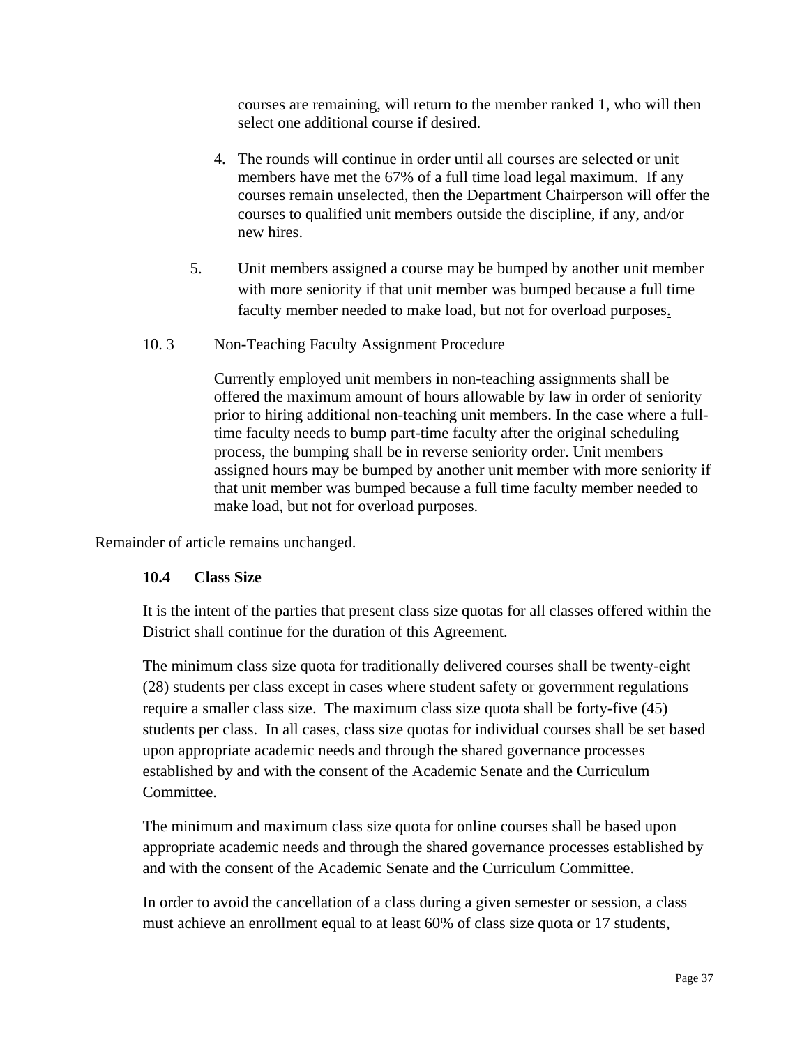courses are remaining, will return to the member ranked 1, who will then select one additional course if desired.

4. The rounds will continue in order until all courses are selected or unit members have met the 67% of a full time load legal maximum. If any courses remain unselected, then the Department Chairperson will offer the courses to qualified unit members outside the discipline, if any, and/or new hires.

5. Unit members assigned a course may be bumped by another unit member with more seniority if that unit member was bumped because a full time faculty member needed to make load, but not for overload purposes.

10. 3 Non-Teaching Faculty Assignment Procedure

Currently employed unit members in non-teaching assignments shall be offered the maximum amount of hours allowable by law in order of seniority prior to hiring additional non-teaching unit members. In the case where a full-time faculty needs to bump part-time faculty after the original scheduling process, the bumping shall be in reverse seniority order. Unit members assigned hours may be bumped by another unit member with more seniority if that unit member was bumped because a full time faculty member needed to make load, but not for overload purposes.

Remainder of article remains unchanged.

**10.4 Class Size**

It is the intent of the parties that present class size quotas for all classes offered within the District shall continue for the duration of this Agreement.

The minimum class size quota for traditionally delivered courses shall be twenty-eight (28) students per class except in cases where student safety or government regulations require a smaller class size. The maximum class size quota shall be forty-five (45) students per class. In all cases, class size quotas for individual courses shall be set based upon appropriate academic needs and through the shared governance processes established by and with the consent of the Academic Senate and the Curriculum Committee.

The minimum and maximum class size quota for online courses shall be based upon appropriate academic needs and through the shared governance processes established by and with the consent of the Academic Senate and the Curriculum Committee.

In order to avoid the cancellation of a class during a given semester or session, a class must achieve an enrollment equal to at least 60% of class size quota or 17 students,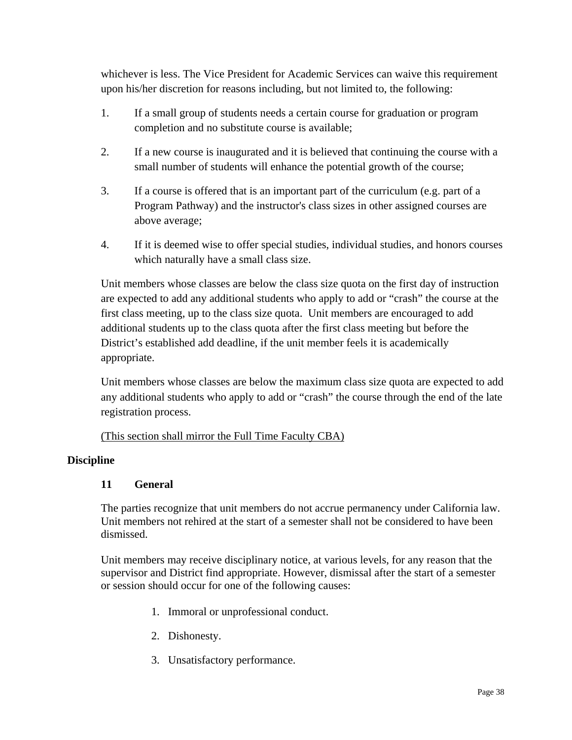whichever is less. The Vice President for Academic Services can waive this requirement upon his/her discretion for reasons including, but not limited to, the following:

1. If a small group of students needs a certain course for graduation or program completion and no substitute course is available;

2. If a new course is inaugurated and it is believed that continuing the course with a small number of students will enhance the potential growth of the course;

3. If a course is offered that is an important part of the curriculum (e.g. part of a Program Pathway) and the instructor's class sizes in other assigned courses are above average;

4. If it is deemed wise to offer special studies, individual studies, and honors courses which naturally have a small class size.

Unit members whose classes are below the class size quota on the first day of instruction are expected to add any additional students who apply to add or "crash" the course at the first class meeting, up to the class size quota. Unit members are encouraged to add additional students up to the class quota after the first class meeting but before the District's established add deadline, if the unit member feels it is academically appropriate.

Unit members whose classes are below the maximum class size quota are expected to add any additional students who apply to add or "crash" the course through the end of the late registration process.

<u>(This section shall mirror the Full Time Faculty CBA)</u>

## Discipline

### 11 General

The parties recognize that unit members do not accrue permanency under California law. Unit members not rehired at the start of a semester shall not be considered to have been dismissed.

Unit members may receive disciplinary notice, at various levels, for any reason that the supervisor and District find appropriate. However, dismissal after the start of a semester or session should occur for one of the following causes:

1. Immoral or unprofessional conduct.

2. Dishonesty.

3. Unsatisfactory performance.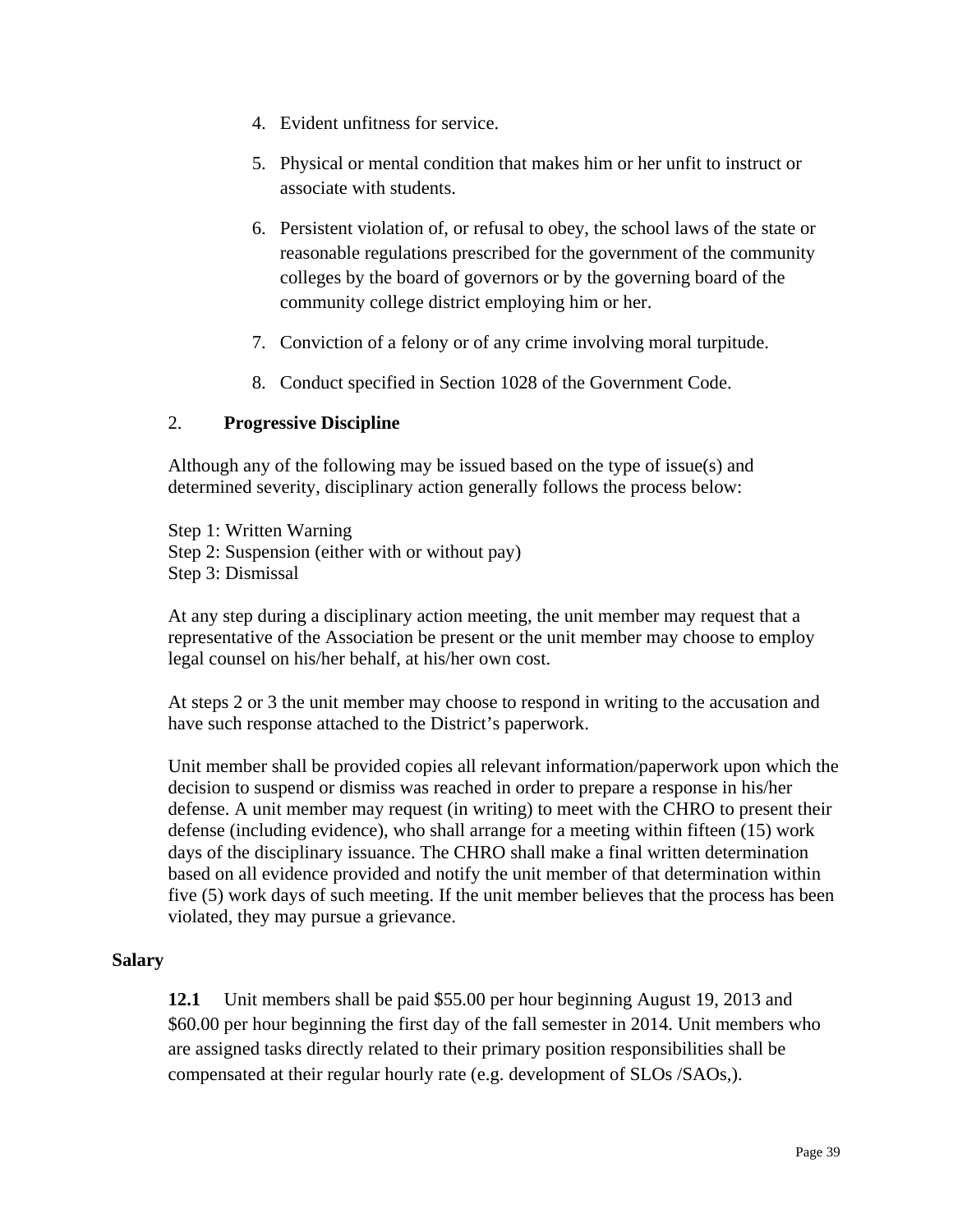4. Evident unfitness for service.

5. Physical or mental condition that makes him or her unfit to instruct or associate with students.

6. Persistent violation of, or refusal to obey, the school laws of the state or reasonable regulations prescribed for the government of the community colleges by the board of governors or by the governing board of the community college district employing him or her.

7. Conviction of a felony or of any crime involving moral turpitude.

8. Conduct specified in Section 1028 of the Government Code.

2. **Progressive Discipline**

Although any of the following may be issued based on the type of issue(s) and determined severity, disciplinary action generally follows the process below:

Step 1: Written Warning
Step 2: Suspension (either with or without pay)
Step 3: Dismissal

At any step during a disciplinary action meeting, the unit member may request that a representative of the Association be present or the unit member may choose to employ legal counsel on his/her behalf, at his/her own cost.

At steps 2 or 3 the unit member may choose to respond in writing to the accusation and have such response attached to the District's paperwork.

Unit member shall be provided copies all relevant information/paperwork upon which the decision to suspend or dismiss was reached in order to prepare a response in his/her defense. A unit member may request (in writing) to meet with the CHRO to present their defense (including evidence), who shall arrange for a meeting within fifteen (15) work days of the disciplinary issuance. The CHRO shall make a final written determination based on all evidence provided and notify the unit member of that determination within five (5) work days of such meeting. If the unit member believes that the process has been violated, they may pursue a grievance.

## Salary

**12.1** Unit members shall be paid $55.00 per hour beginning August 19, 2013 and $60.00 per hour beginning the first day of the fall semester in 2014. Unit members who are assigned tasks directly related to their primary position responsibilities shall be compensated at their regular hourly rate (e.g. development of SLOs /SAOs,).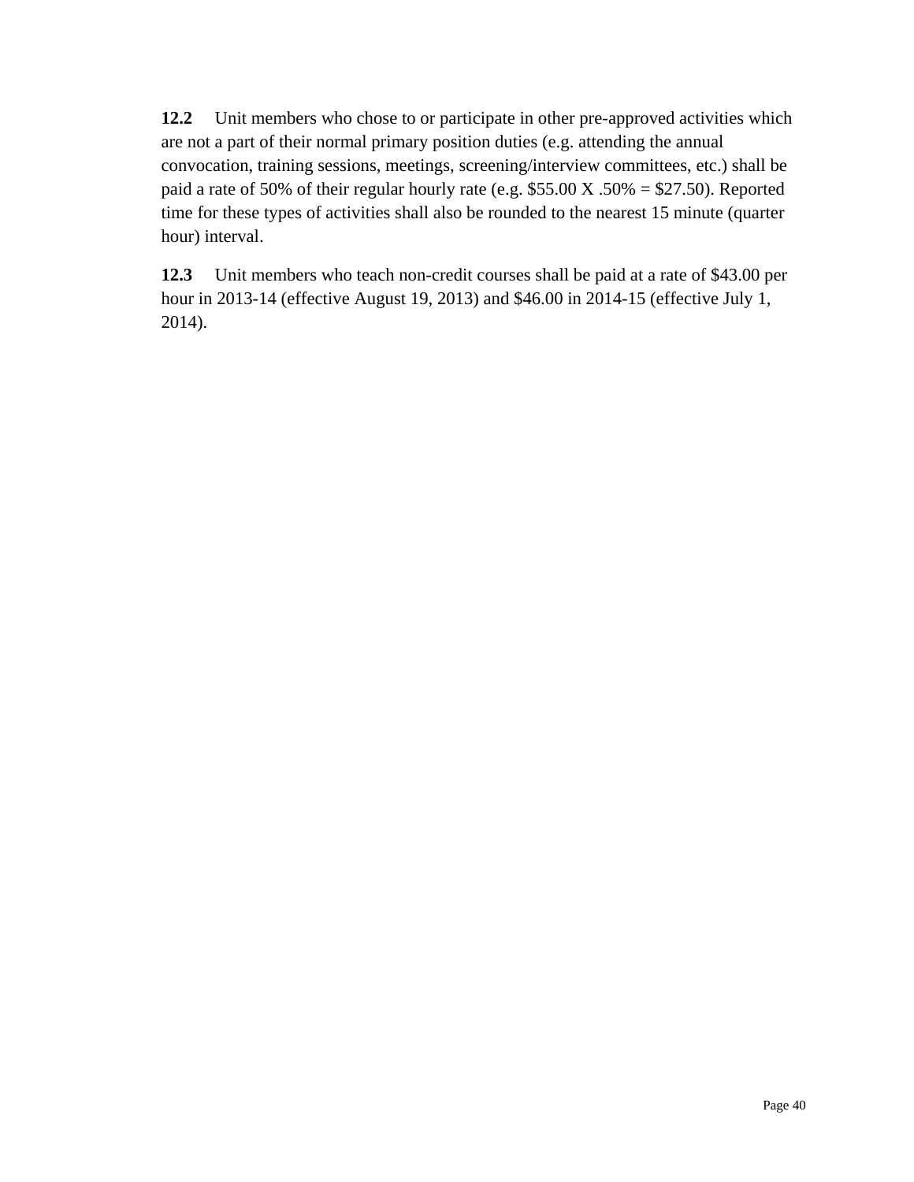**12.2** Unit members who chose to or participate in other pre-approved activities which are not a part of their normal primary position duties (e.g. attending the annual convocation, training sessions, meetings, screening/interview committees, etc.) shall be paid a rate of 50% of their regular hourly rate (e.g. $55.00 X .50% = $27.50). Reported time for these types of activities shall also be rounded to the nearest 15 minute (quarter hour) interval.

**12.3** Unit members who teach non-credit courses shall be paid at a rate of $43.00 per hour in 2013-14 (effective August 19, 2013) and $46.00 in 2014-15 (effective July 1, 2014).